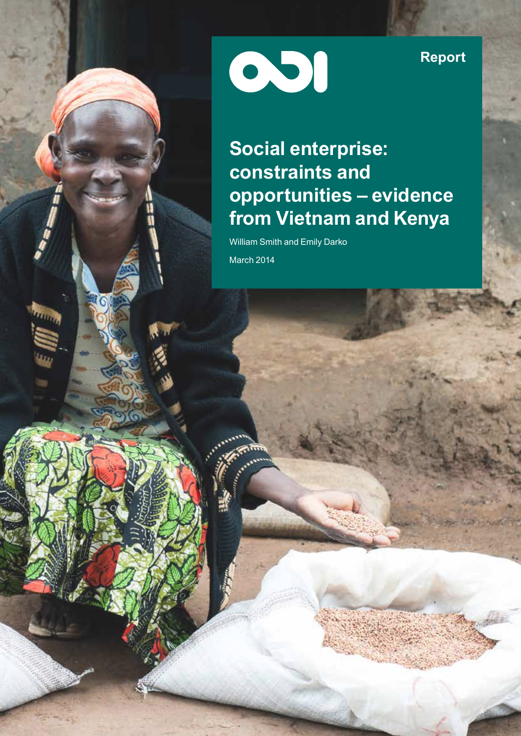ODI

Report

# Social enterprise: constraints and opportunities – evidence from Vietnam and Kenya

William Smith and Emily Darko

March 2014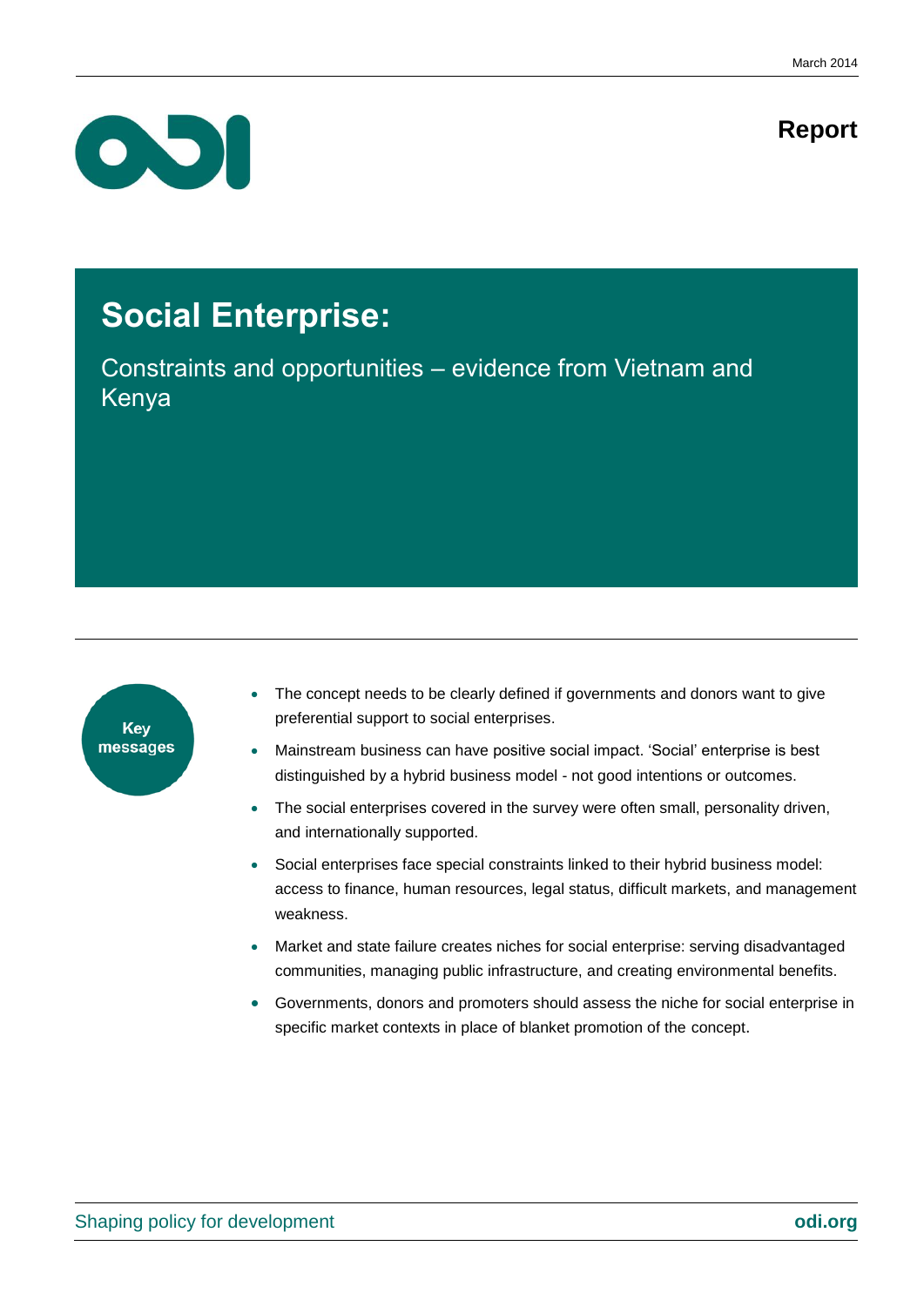March 2014

**Report**

# Social Enterprise:

## Constraints and opportunities – evidence from Vietnam and Kenya

**Key messages**

- The concept needs to be clearly defined if governments and donors want to give preferential support to social enterprises.
- Mainstream business can have positive social impact. 'Social' enterprise is best distinguished by a hybrid business model - not good intentions or outcomes.
- The social enterprises covered in the survey were often small, personality driven, and internationally supported.
- Social enterprises face special constraints linked to their hybrid business model: access to finance, human resources, legal status, difficult markets, and management weakness.
- Market and state failure creates niches for social enterprise: serving disadvantaged communities, managing public infrastructure, and creating environmental benefits.
- Governments, donors and promoters should assess the niche for social enterprise in specific market contexts in place of blanket promotion of the concept.

Shaping policy for development

**odi.org**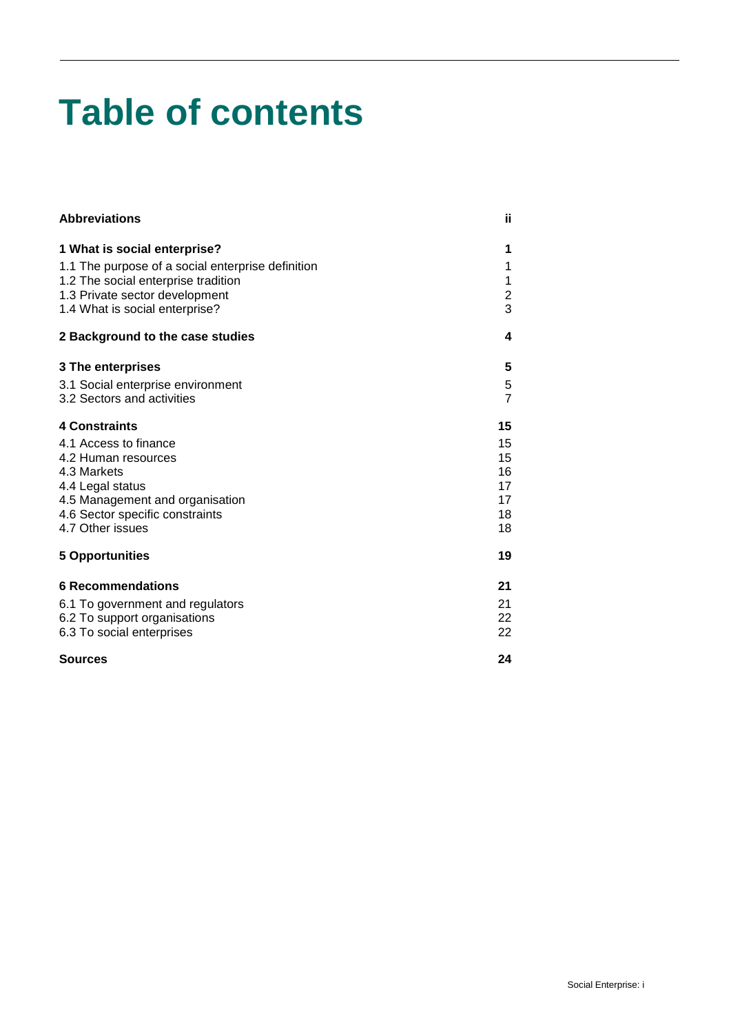# Table of contents

| | |
|---|---|
| **Abbreviations** | **ii** |
| **1 What is social enterprise?** | **1** |
| 1.1 The purpose of a social enterprise definition | 1 |
| 1.2 The social enterprise tradition | 1 |
| 1.3 Private sector development | 2 |
| 1.4 What is social enterprise? | 3 |
| **2 Background to the case studies** | **4** |
| **3 The enterprises** | **5** |
| 3.1 Social enterprise environment | 5 |
| 3.2 Sectors and activities | 7 |
| **4 Constraints** | **15** |
| 4.1 Access to finance | 15 |
| 4.2 Human resources | 15 |
| 4.3 Markets | 16 |
| 4.4 Legal status | 17 |
| 4.5 Management and organisation | 17 |
| 4.6 Sector specific constraints | 18 |
| 4.7 Other issues | 18 |
| **5 Opportunities** | **19** |
| **6 Recommendations** | **21** |
| 6.1 To government and regulators | 21 |
| 6.2 To support organisations | 22 |
| 6.3 To social enterprises | 22 |
| **Sources** | **24** |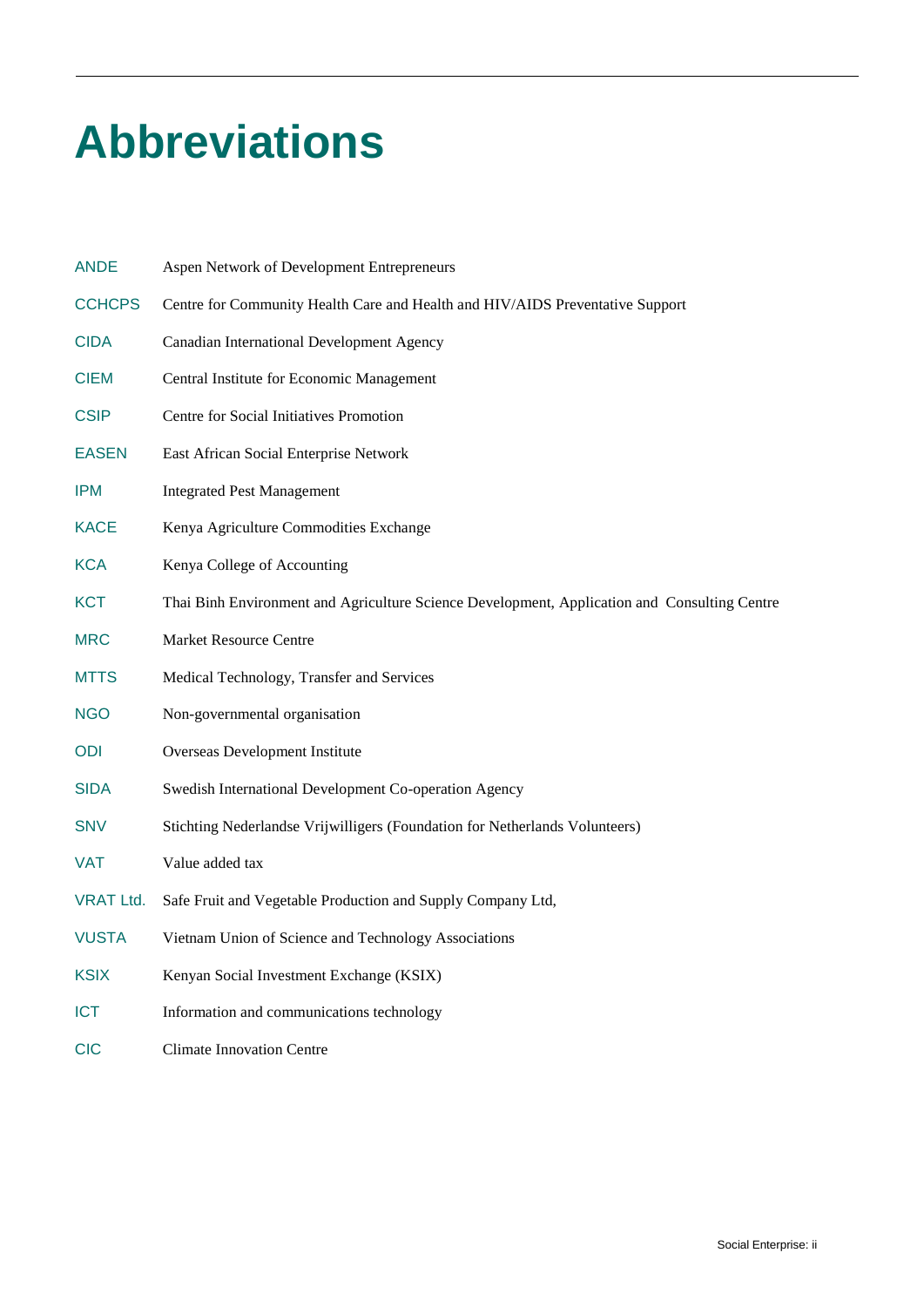# Abbreviations

| | |
|---|---|
| ANDE | Aspen Network of Development Entrepreneurs |
| CCHCPS | Centre for Community Health Care and Health and HIV/AIDS Preventative Support |
| CIDA | Canadian International Development Agency |
| CIEM | Central Institute for Economic Management |
| CSIP | Centre for Social Initiatives Promotion |
| EASEN | East African Social Enterprise Network |
| IPM | Integrated Pest Management |
| KACE | Kenya Agriculture Commodities Exchange |
| KCA | Kenya College of Accounting |
| KCT | Thai Binh Environment and Agriculture Science Development, Application and Consulting Centre |
| MRC | Market Resource Centre |
| MTTS | Medical Technology, Transfer and Services |
| NGO | Non-governmental organisation |
| ODI | Overseas Development Institute |
| SIDA | Swedish International Development Co-operation Agency |
| SNV | Stichting Nederlandse Vrijwilligers (Foundation for Netherlands Volunteers) |
| VAT | Value added tax |
| VRAT Ltd. | Safe Fruit and Vegetable Production and Supply Company Ltd, |
| VUSTA | Vietnam Union of Science and Technology Associations |
| KSIX | Kenyan Social Investment Exchange (KSIX) |
| ICT | Information and communications technology |
| CIC | Climate Innovation Centre |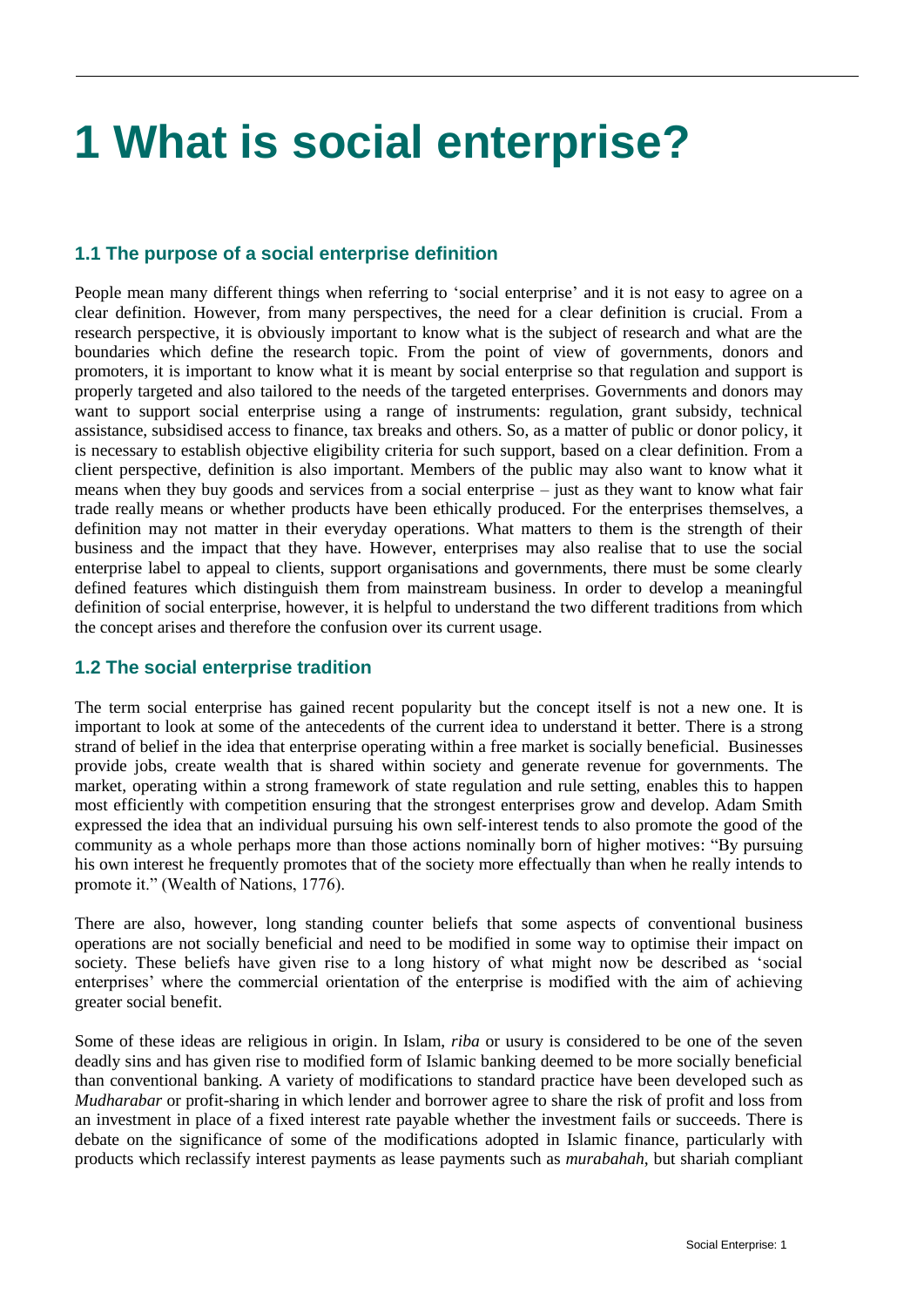# 1 What is social enterprise?

## 1.1 The purpose of a social enterprise definition

People mean many different things when referring to 'social enterprise' and it is not easy to agree on a clear definition. However, from many perspectives, the need for a clear definition is crucial. From a research perspective, it is obviously important to know what is the subject of research and what are the boundaries which define the research topic. From the point of view of governments, donors and promoters, it is important to know what it is meant by social enterprise so that regulation and support is properly targeted and also tailored to the needs of the targeted enterprises. Governments and donors may want to support social enterprise using a range of instruments: regulation, grant subsidy, technical assistance, subsidised access to finance, tax breaks and others. So, as a matter of public or donor policy, it is necessary to establish objective eligibility criteria for such support, based on a clear definition. From a client perspective, definition is also important. Members of the public may also want to know what it means when they buy goods and services from a social enterprise – just as they want to know what fair trade really means or whether products have been ethically produced. For the enterprises themselves, a definition may not matter in their everyday operations. What matters to them is the strength of their business and the impact that they have. However, enterprises may also realise that to use the social enterprise label to appeal to clients, support organisations and governments, there must be some clearly defined features which distinguish them from mainstream business. In order to develop a meaningful definition of social enterprise, however, it is helpful to understand the two different traditions from which the concept arises and therefore the confusion over its current usage.

## 1.2 The social enterprise tradition

The term social enterprise has gained recent popularity but the concept itself is not a new one. It is important to look at some of the antecedents of the current idea to understand it better. There is a strong strand of belief in the idea that enterprise operating within a free market is socially beneficial. Businesses provide jobs, create wealth that is shared within society and generate revenue for governments. The market, operating within a strong framework of state regulation and rule setting, enables this to happen most efficiently with competition ensuring that the strongest enterprises grow and develop. Adam Smith expressed the idea that an individual pursuing his own self-interest tends to also promote the good of the community as a whole perhaps more than those actions nominally born of higher motives: "By pursuing his own interest he frequently promotes that of the society more effectually than when he really intends to promote it." (Wealth of Nations, 1776).

There are also, however, long standing counter beliefs that some aspects of conventional business operations are not socially beneficial and need to be modified in some way to optimise their impact on society. These beliefs have given rise to a long history of what might now be described as 'social enterprises' where the commercial orientation of the enterprise is modified with the aim of achieving greater social benefit.

Some of these ideas are religious in origin. In Islam, *riba* or usury is considered to be one of the seven deadly sins and has given rise to modified form of Islamic banking deemed to be more socially beneficial than conventional banking. A variety of modifications to standard practice have been developed such as *Mudharabar* or profit-sharing in which lender and borrower agree to share the risk of profit and loss from an investment in place of a fixed interest rate payable whether the investment fails or succeeds. There is debate on the significance of some of the modifications adopted in Islamic finance, particularly with products which reclassify interest payments as lease payments such as *murabahah*, but shariah compliant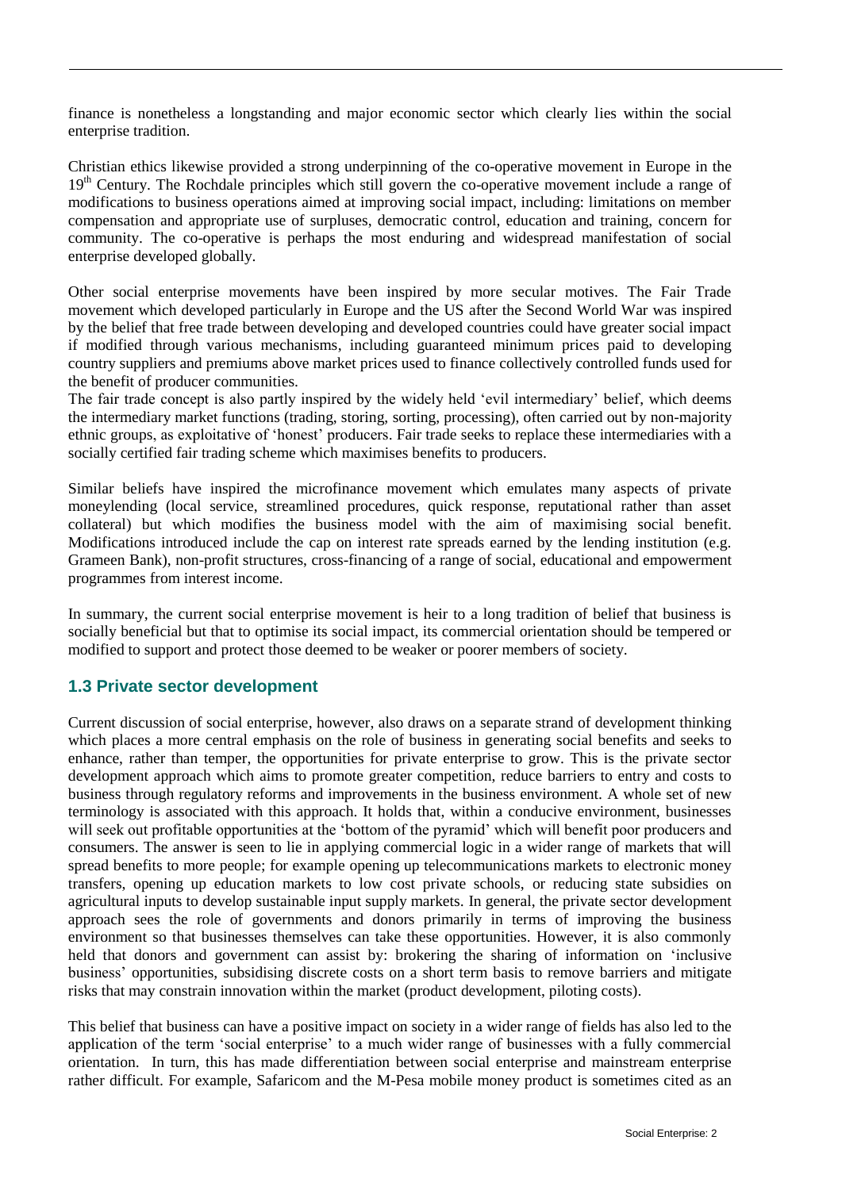finance is nonetheless a longstanding and major economic sector which clearly lies within the social enterprise tradition.

Christian ethics likewise provided a strong underpinning of the co-operative movement in Europe in the 19th Century. The Rochdale principles which still govern the co-operative movement include a range of modifications to business operations aimed at improving social impact, including: limitations on member compensation and appropriate use of surpluses, democratic control, education and training, concern for community. The co-operative is perhaps the most enduring and widespread manifestation of social enterprise developed globally.

Other social enterprise movements have been inspired by more secular motives. The Fair Trade movement which developed particularly in Europe and the US after the Second World War was inspired by the belief that free trade between developing and developed countries could have greater social impact if modified through various mechanisms, including guaranteed minimum prices paid to developing country suppliers and premiums above market prices used to finance collectively controlled funds used for the benefit of producer communities.

The fair trade concept is also partly inspired by the widely held 'evil intermediary' belief, which deems the intermediary market functions (trading, storing, sorting, processing), often carried out by non-majority ethnic groups, as exploitative of 'honest' producers. Fair trade seeks to replace these intermediaries with a socially certified fair trading scheme which maximises benefits to producers.

Similar beliefs have inspired the microfinance movement which emulates many aspects of private moneylending (local service, streamlined procedures, quick response, reputational rather than asset collateral) but which modifies the business model with the aim of maximising social benefit. Modifications introduced include the cap on interest rate spreads earned by the lending institution (e.g. Grameen Bank), non-profit structures, cross-financing of a range of social, educational and empowerment programmes from interest income.

In summary, the current social enterprise movement is heir to a long tradition of belief that business is socially beneficial but that to optimise its social impact, its commercial orientation should be tempered or modified to support and protect those deemed to be weaker or poorer members of society.

## 1.3 Private sector development

Current discussion of social enterprise, however, also draws on a separate strand of development thinking which places a more central emphasis on the role of business in generating social benefits and seeks to enhance, rather than temper, the opportunities for private enterprise to grow. This is the private sector development approach which aims to promote greater competition, reduce barriers to entry and costs to business through regulatory reforms and improvements in the business environment. A whole set of new terminology is associated with this approach. It holds that, within a conducive environment, businesses will seek out profitable opportunities at the 'bottom of the pyramid' which will benefit poor producers and consumers. The answer is seen to lie in applying commercial logic in a wider range of markets that will spread benefits to more people; for example opening up telecommunications markets to electronic money transfers, opening up education markets to low cost private schools, or reducing state subsidies on agricultural inputs to develop sustainable input supply markets. In general, the private sector development approach sees the role of governments and donors primarily in terms of improving the business environment so that businesses themselves can take these opportunities. However, it is also commonly held that donors and government can assist by: brokering the sharing of information on 'inclusive business' opportunities, subsidising discrete costs on a short term basis to remove barriers and mitigate risks that may constrain innovation within the market (product development, piloting costs).

This belief that business can have a positive impact on society in a wider range of fields has also led to the application of the term 'social enterprise' to a much wider range of businesses with a fully commercial orientation. In turn, this has made differentiation between social enterprise and mainstream enterprise rather difficult. For example, Safaricom and the M-Pesa mobile money product is sometimes cited as an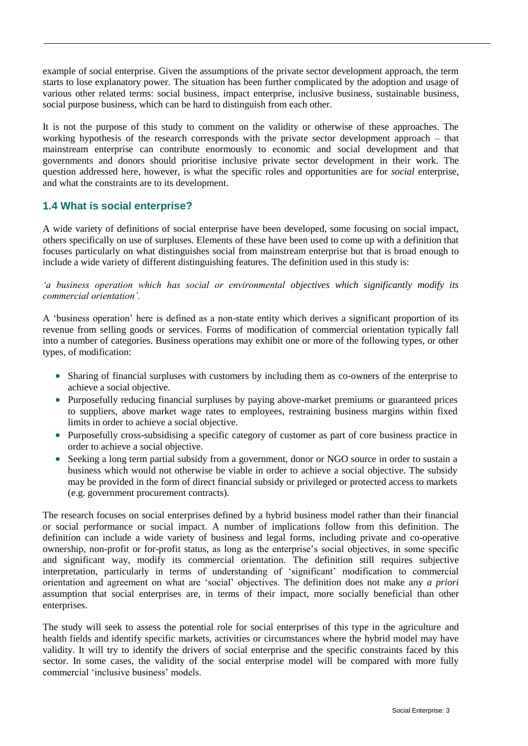example of social enterprise. Given the assumptions of the private sector development approach, the term starts to lose explanatory power. The situation has been further complicated by the adoption and usage of various other related terms: social business, impact enterprise, inclusive business, sustainable business, social purpose business, which can be hard to distinguish from each other.

It is not the purpose of this study to comment on the validity or otherwise of these approaches. The working hypothesis of the research corresponds with the private sector development approach – that mainstream enterprise can contribute enormously to economic and social development and that governments and donors should prioritise inclusive private sector development in their work. The question addressed here, however, is what the specific roles and opportunities are for *social* enterprise, and what the constraints are to its development.

### 1.4 What is social enterprise?

A wide variety of definitions of social enterprise have been developed, some focusing on social impact, others specifically on use of surpluses. Elements of these have been used to come up with a definition that focuses particularly on what distinguishes social from mainstream enterprise but that is broad enough to include a wide variety of different distinguishing features. The definition used in this study is:

*'a business operation which has social or environmental objectives which significantly modify its commercial orientation'.*

A 'business operation' here is defined as a non-state entity which derives a significant proportion of its revenue from selling goods or services. Forms of modification of commercial orientation typically fall into a number of categories. Business operations may exhibit one or more of the following types, or other types, of modification:

- Sharing of financial surpluses with customers by including them as co-owners of the enterprise to achieve a social objective.
- Purposefully reducing financial surpluses by paying above-market premiums or guaranteed prices to suppliers, above market wage rates to employees, restraining business margins within fixed limits in order to achieve a social objective.
- Purposefully cross-subsidising a specific category of customer as part of core business practice in order to achieve a social objective.
- Seeking a long term partial subsidy from a government, donor or NGO source in order to sustain a business which would not otherwise be viable in order to achieve a social objective. The subsidy may be provided in the form of direct financial subsidy or privileged or protected access to markets (e.g. government procurement contracts).

The research focuses on social enterprises defined by a hybrid business model rather than their financial or social performance or social impact. A number of implications follow from this definition. The definition can include a wide variety of business and legal forms, including private and co-operative ownership, non-profit or for-profit status, as long as the enterprise's social objectives, in some specific and significant way, modify its commercial orientation. The definition still requires subjective interpretation, particularly in terms of understanding of 'significant' modification to commercial orientation and agreement on what are 'social' objectives. The definition does not make any *a priori* assumption that social enterprises are, in terms of their impact, more socially beneficial than other enterprises.

The study will seek to assess the potential role for social enterprises of this type in the agriculture and health fields and identify specific markets, activities or circumstances where the hybrid model may have validity. It will try to identify the drivers of social enterprise and the specific constraints faced by this sector. In some cases, the validity of the social enterprise model will be compared with more fully commercial 'inclusive business' models.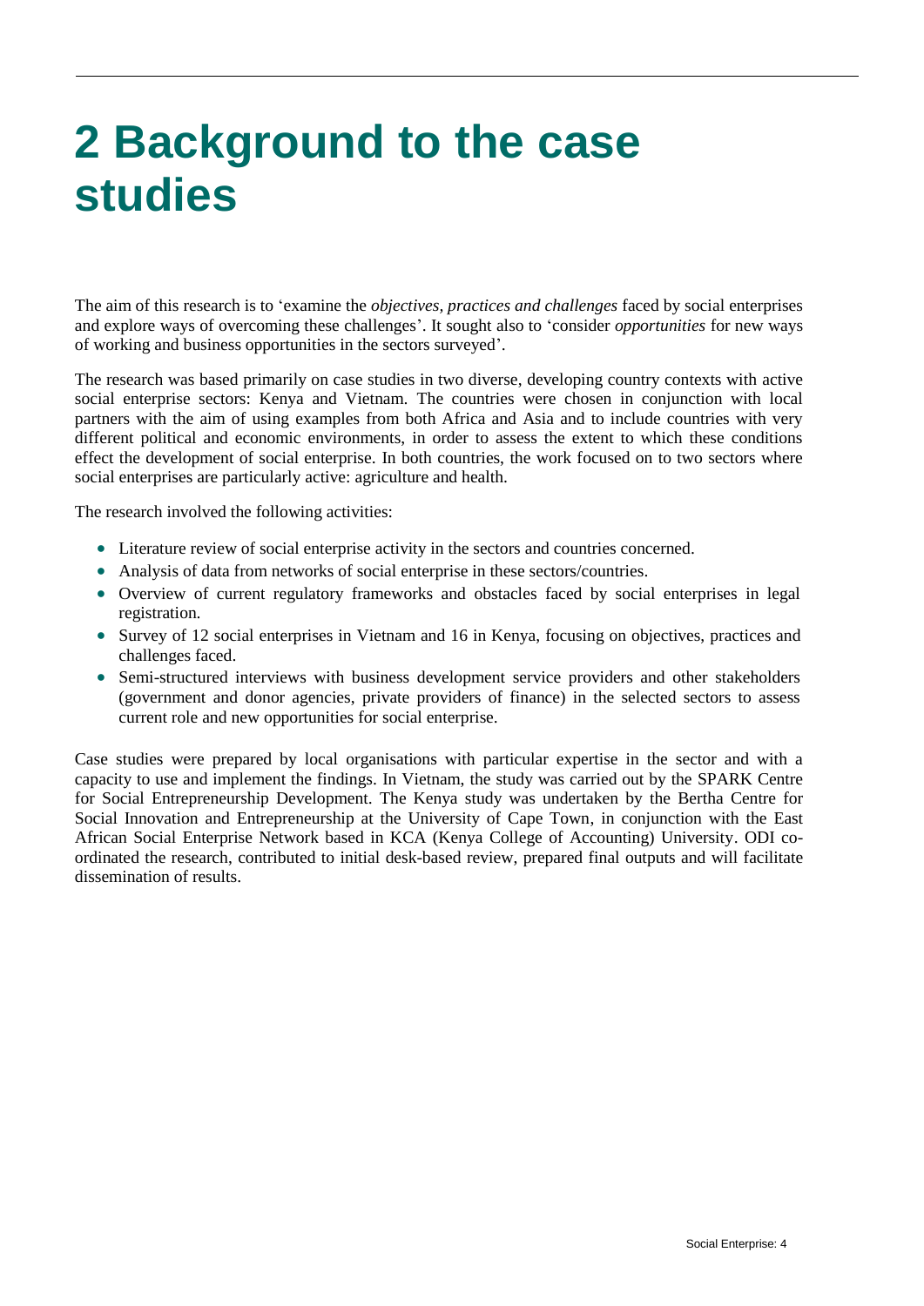# 2 Background to the case studies

The aim of this research is to 'examine the *objectives, practices and challenges* faced by social enterprises and explore ways of overcoming these challenges'. It sought also to 'consider *opportunities* for new ways of working and business opportunities in the sectors surveyed'.

The research was based primarily on case studies in two diverse, developing country contexts with active social enterprise sectors: Kenya and Vietnam. The countries were chosen in conjunction with local partners with the aim of using examples from both Africa and Asia and to include countries with very different political and economic environments, in order to assess the extent to which these conditions effect the development of social enterprise. In both countries, the work focused on to two sectors where social enterprises are particularly active: agriculture and health.

The research involved the following activities:

- Literature review of social enterprise activity in the sectors and countries concerned.
- Analysis of data from networks of social enterprise in these sectors/countries.
- Overview of current regulatory frameworks and obstacles faced by social enterprises in legal registration.
- Survey of 12 social enterprises in Vietnam and 16 in Kenya, focusing on objectives, practices and challenges faced.
- Semi-structured interviews with business development service providers and other stakeholders (government and donor agencies, private providers of finance) in the selected sectors to assess current role and new opportunities for social enterprise.

Case studies were prepared by local organisations with particular expertise in the sector and with a capacity to use and implement the findings. In Vietnam, the study was carried out by the SPARK Centre for Social Entrepreneurship Development. The Kenya study was undertaken by the Bertha Centre for Social Innovation and Entrepreneurship at the University of Cape Town, in conjunction with the East African Social Enterprise Network based in KCA (Kenya College of Accounting) University. ODI co-ordinated the research, contributed to initial desk-based review, prepared final outputs and will facilitate dissemination of results.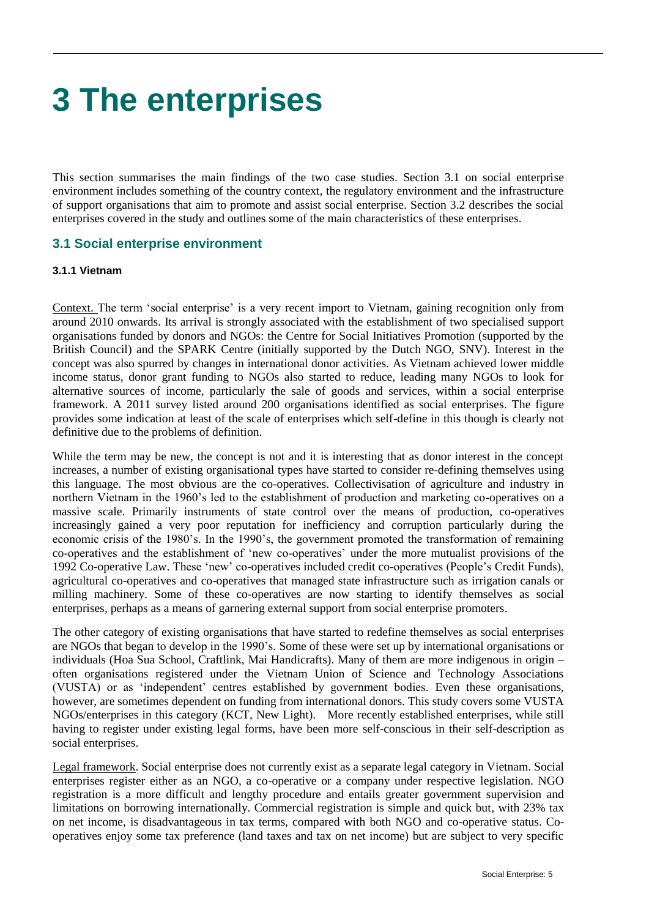# 3 The enterprises

This section summarises the main findings of the two case studies. Section 3.1 on social enterprise environment includes something of the country context, the regulatory environment and the infrastructure of support organisations that aim to promote and assist social enterprise. Section 3.2 describes the social enterprises covered in the study and outlines some of the main characteristics of these enterprises.

## 3.1 Social enterprise environment

#### 3.1.1 Vietnam

Context. The term 'social enterprise' is a very recent import to Vietnam, gaining recognition only from around 2010 onwards. Its arrival is strongly associated with the establishment of two specialised support organisations funded by donors and NGOs: the Centre for Social Initiatives Promotion (supported by the British Council) and the SPARK Centre (initially supported by the Dutch NGO, SNV). Interest in the concept was also spurred by changes in international donor activities. As Vietnam achieved lower middle income status, donor grant funding to NGOs also started to reduce, leading many NGOs to look for alternative sources of income, particularly the sale of goods and services, within a social enterprise framework. A 2011 survey listed around 200 organisations identified as social enterprises. The figure provides some indication at least of the scale of enterprises which self-define in this though is clearly not definitive due to the problems of definition.

While the term may be new, the concept is not and it is interesting that as donor interest in the concept increases, a number of existing organisational types have started to consider re-defining themselves using this language. The most obvious are the co-operatives. Collectivisation of agriculture and industry in northern Vietnam in the 1960's led to the establishment of production and marketing co-operatives on a massive scale. Primarily instruments of state control over the means of production, co-operatives increasingly gained a very poor reputation for inefficiency and corruption particularly during the economic crisis of the 1980's. In the 1990's, the government promoted the transformation of remaining co-operatives and the establishment of 'new co-operatives' under the more mutualist provisions of the 1992 Co-operative Law. These 'new' co-operatives included credit co-operatives (People's Credit Funds), agricultural co-operatives and co-operatives that managed state infrastructure such as irrigation canals or milling machinery. Some of these co-operatives are now starting to identify themselves as social enterprises, perhaps as a means of garnering external support from social enterprise promoters.

The other category of existing organisations that have started to redefine themselves as social enterprises are NGOs that began to develop in the 1990's. Some of these were set up by international organisations or individuals (Hoa Sua School, Craftlink, Mai Handicrafts). Many of them are more indigenous in origin – often organisations registered under the Vietnam Union of Science and Technology Associations (VUSTA) or as 'independent' centres established by government bodies. Even these organisations, however, are sometimes dependent on funding from international donors. This study covers some VUSTA NGOs/enterprises in this category (KCT, New Light). More recently established enterprises, while still having to register under existing legal forms, have been more self-conscious in their self-description as social enterprises.

Legal framework. Social enterprise does not currently exist as a separate legal category in Vietnam. Social enterprises register either as an NGO, a co-operative or a company under respective legislation. NGO registration is a more difficult and lengthy procedure and entails greater government supervision and limitations on borrowing internationally. Commercial registration is simple and quick but, with 23% tax on net income, is disadvantageous in tax terms, compared with both NGO and co-operative status. Co-operatives enjoy some tax preference (land taxes and tax on net income) but are subject to very specific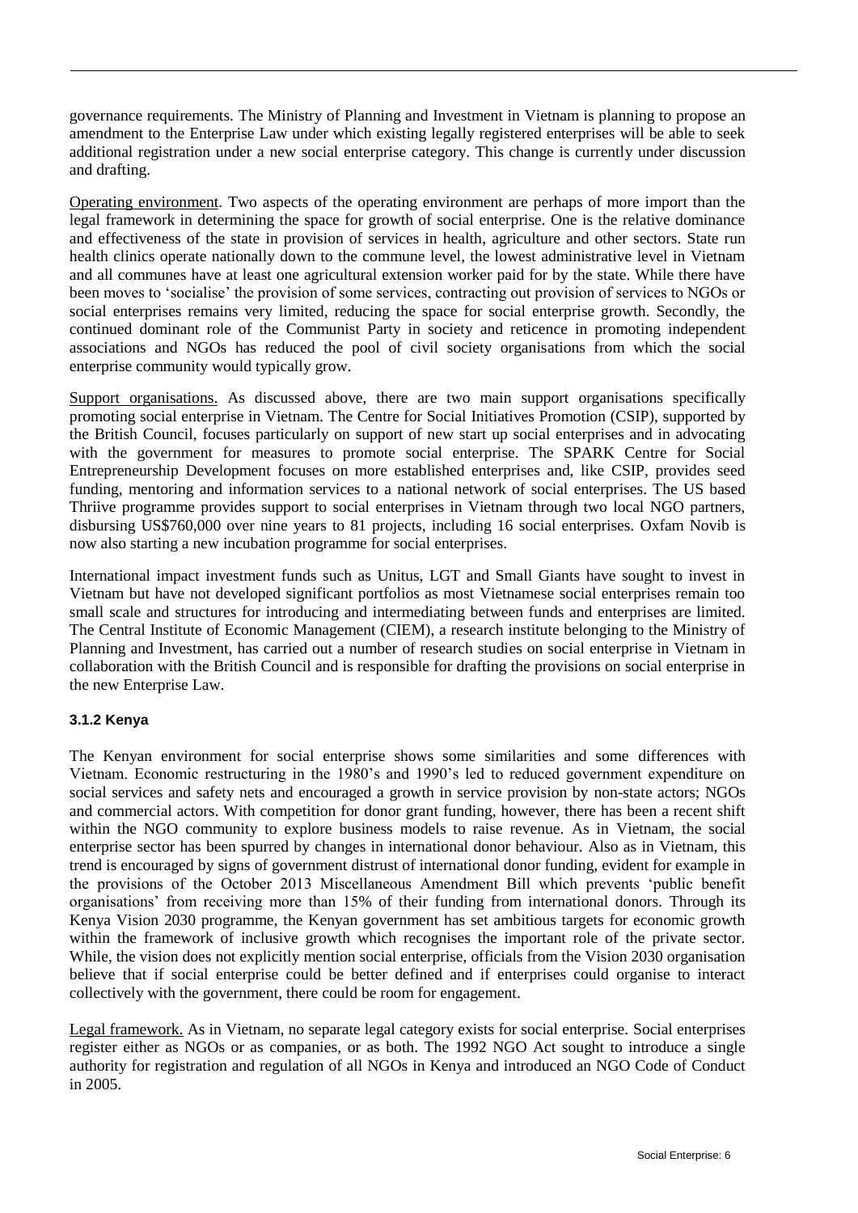governance requirements. The Ministry of Planning and Investment in Vietnam is planning to propose an amendment to the Enterprise Law under which existing legally registered enterprises will be able to seek additional registration under a new social enterprise category. This change is currently under discussion and drafting.

Operating environment. Two aspects of the operating environment are perhaps of more import than the legal framework in determining the space for growth of social enterprise. One is the relative dominance and effectiveness of the state in provision of services in health, agriculture and other sectors. State run health clinics operate nationally down to the commune level, the lowest administrative level in Vietnam and all communes have at least one agricultural extension worker paid for by the state. While there have been moves to 'socialise' the provision of some services, contracting out provision of services to NGOs or social enterprises remains very limited, reducing the space for social enterprise growth. Secondly, the continued dominant role of the Communist Party in society and reticence in promoting independent associations and NGOs has reduced the pool of civil society organisations from which the social enterprise community would typically grow.

Support organisations. As discussed above, there are two main support organisations specifically promoting social enterprise in Vietnam. The Centre for Social Initiatives Promotion (CSIP), supported by the British Council, focuses particularly on support of new start up social enterprises and in advocating with the government for measures to promote social enterprise. The SPARK Centre for Social Entrepreneurship Development focuses on more established enterprises and, like CSIP, provides seed funding, mentoring and information services to a national network of social enterprises. The US based Thriive programme provides support to social enterprises in Vietnam through two local NGO partners, disbursing US$760,000 over nine years to 81 projects, including 16 social enterprises. Oxfam Novib is now also starting a new incubation programme for social enterprises.

International impact investment funds such as Unitus, LGT and Small Giants have sought to invest in Vietnam but have not developed significant portfolios as most Vietnamese social enterprises remain too small scale and structures for introducing and intermediating between funds and enterprises are limited. The Central Institute of Economic Management (CIEM), a research institute belonging to the Ministry of Planning and Investment, has carried out a number of research studies on social enterprise in Vietnam in collaboration with the British Council and is responsible for drafting the provisions on social enterprise in the new Enterprise Law.

#### 3.1.2 Kenya

The Kenyan environment for social enterprise shows some similarities and some differences with Vietnam. Economic restructuring in the 1980's and 1990's led to reduced government expenditure on social services and safety nets and encouraged a growth in service provision by non-state actors; NGOs and commercial actors. With competition for donor grant funding, however, there has been a recent shift within the NGO community to explore business models to raise revenue. As in Vietnam, the social enterprise sector has been spurred by changes in international donor behaviour. Also as in Vietnam, this trend is encouraged by signs of government distrust of international donor funding, evident for example in the provisions of the October 2013 Miscellaneous Amendment Bill which prevents 'public benefit organisations' from receiving more than 15% of their funding from international donors. Through its Kenya Vision 2030 programme, the Kenyan government has set ambitious targets for economic growth within the framework of inclusive growth which recognises the important role of the private sector. While, the vision does not explicitly mention social enterprise, officials from the Vision 2030 organisation believe that if social enterprise could be better defined and if enterprises could organise to interact collectively with the government, there could be room for engagement.

Legal framework. As in Vietnam, no separate legal category exists for social enterprise. Social enterprises register either as NGOs or as companies, or as both. The 1992 NGO Act sought to introduce a single authority for registration and regulation of all NGOs in Kenya and introduced an NGO Code of Conduct in 2005.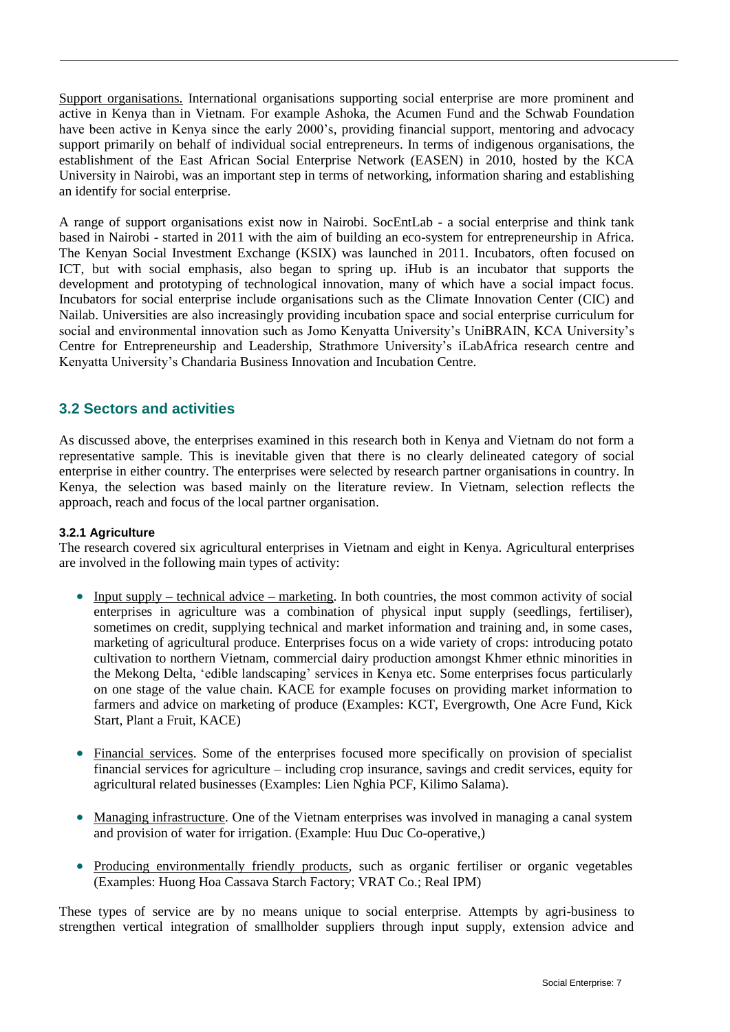Support organisations. International organisations supporting social enterprise are more prominent and active in Kenya than in Vietnam. For example Ashoka, the Acumen Fund and the Schwab Foundation have been active in Kenya since the early 2000's, providing financial support, mentoring and advocacy support primarily on behalf of individual social entrepreneurs. In terms of indigenous organisations, the establishment of the East African Social Enterprise Network (EASEN) in 2010, hosted by the KCA University in Nairobi, was an important step in terms of networking, information sharing and establishing an identify for social enterprise.

A range of support organisations exist now in Nairobi. SocEntLab - a social enterprise and think tank based in Nairobi - started in 2011 with the aim of building an eco-system for entrepreneurship in Africa. The Kenyan Social Investment Exchange (KSIX) was launched in 2011. Incubators, often focused on ICT, but with social emphasis, also began to spring up. iHub is an incubator that supports the development and prototyping of technological innovation, many of which have a social impact focus. Incubators for social enterprise include organisations such as the Climate Innovation Center (CIC) and Nailab. Universities are also increasingly providing incubation space and social enterprise curriculum for social and environmental innovation such as Jomo Kenyatta University's UniBRAIN, KCA University's Centre for Entrepreneurship and Leadership, Strathmore University's iLabAfrica research centre and Kenyatta University's Chandaria Business Innovation and Incubation Centre.

## 3.2 Sectors and activities

As discussed above, the enterprises examined in this research both in Kenya and Vietnam do not form a representative sample. This is inevitable given that there is no clearly delineated category of social enterprise in either country. The enterprises were selected by research partner organisations in country. In Kenya, the selection was based mainly on the literature review. In Vietnam, selection reflects the approach, reach and focus of the local partner organisation.

### 3.2.1 Agriculture

The research covered six agricultural enterprises in Vietnam and eight in Kenya. Agricultural enterprises are involved in the following main types of activity:

- Input supply – technical advice – marketing. In both countries, the most common activity of social enterprises in agriculture was a combination of physical input supply (seedlings, fertiliser), sometimes on credit, supplying technical and market information and training and, in some cases, marketing of agricultural produce. Enterprises focus on a wide variety of crops: introducing potato cultivation to northern Vietnam, commercial dairy production amongst Khmer ethnic minorities in the Mekong Delta, 'edible landscaping' services in Kenya etc. Some enterprises focus particularly on one stage of the value chain. KACE for example focuses on providing market information to farmers and advice on marketing of produce (Examples: KCT, Evergrowth, One Acre Fund, Kick Start, Plant a Fruit, KACE)

- Financial services. Some of the enterprises focused more specifically on provision of specialist financial services for agriculture – including crop insurance, savings and credit services, equity for agricultural related businesses (Examples: Lien Nghia PCF, Kilimo Salama).

- Managing infrastructure. One of the Vietnam enterprises was involved in managing a canal system and provision of water for irrigation. (Example: Huu Duc Co-operative,)

- Producing environmentally friendly products, such as organic fertiliser or organic vegetables (Examples: Huong Hoa Cassava Starch Factory; VRAT Co.; Real IPM)

These types of service are by no means unique to social enterprise. Attempts by agri-business to strengthen vertical integration of smallholder suppliers through input supply, extension advice and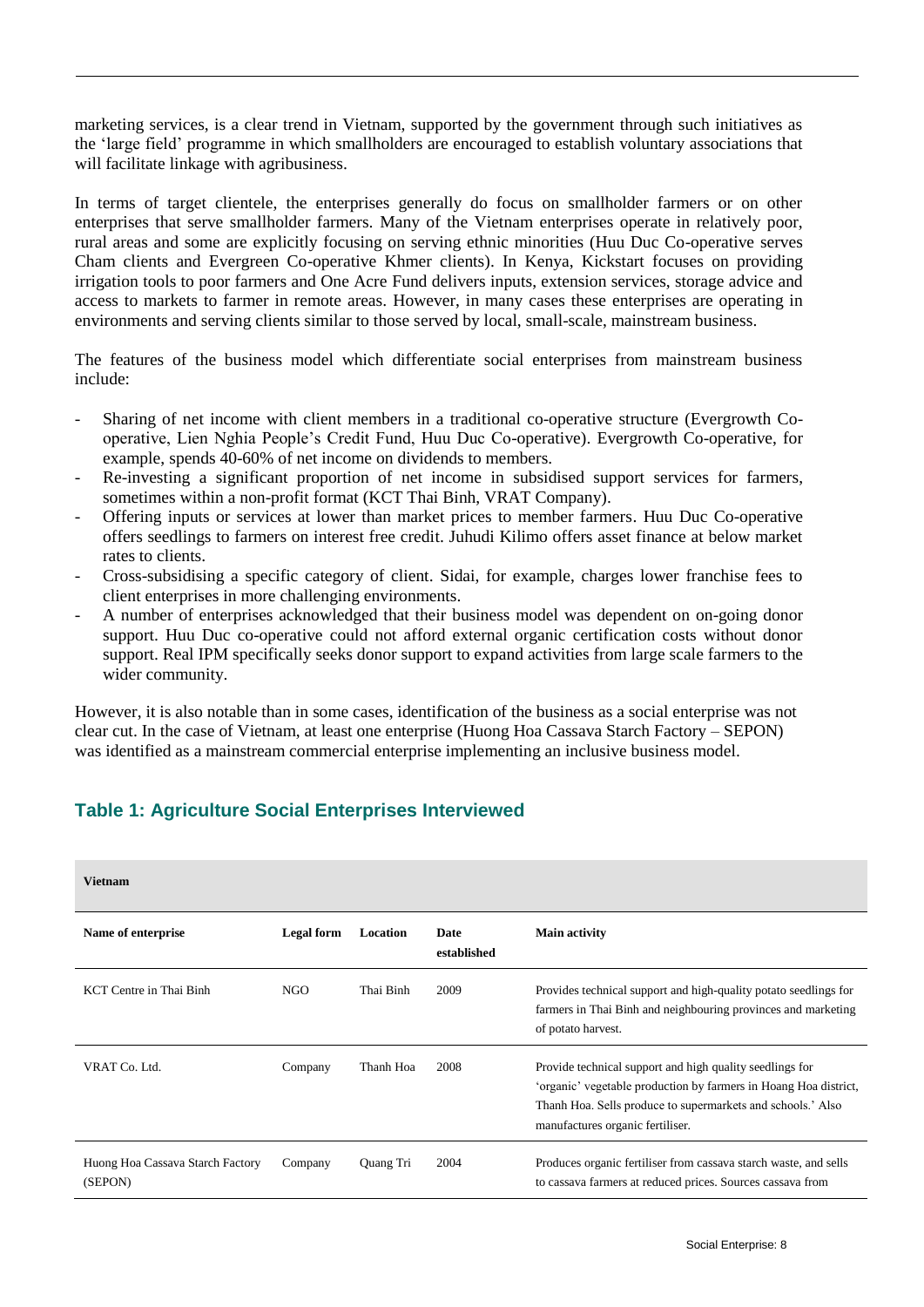marketing services, is a clear trend in Vietnam, supported by the government through such initiatives as the 'large field' programme in which smallholders are encouraged to establish voluntary associations that will facilitate linkage with agribusiness.

In terms of target clientele, the enterprises generally do focus on smallholder farmers or on other enterprises that serve smallholder farmers. Many of the Vietnam enterprises operate in relatively poor, rural areas and some are explicitly focusing on serving ethnic minorities (Huu Duc Co-operative serves Cham clients and Evergreen Co-operative Khmer clients). In Kenya, Kickstart focuses on providing irrigation tools to poor farmers and One Acre Fund delivers inputs, extension services, storage advice and access to markets to farmer in remote areas. However, in many cases these enterprises are operating in environments and serving clients similar to those served by local, small-scale, mainstream business.

The features of the business model which differentiate social enterprises from mainstream business include:

- Sharing of net income with client members in a traditional co-operative structure (Evergrowth Co-operative, Lien Nghia People's Credit Fund, Huu Duc Co-operative). Evergrowth Co-operative, for example, spends 40-60% of net income on dividends to members.
- Re-investing a significant proportion of net income in subsidised support services for farmers, sometimes within a non-profit format (KCT Thai Binh, VRAT Company).
- Offering inputs or services at lower than market prices to member farmers. Huu Duc Co-operative offers seedlings to farmers on interest free credit. Juhudi Kilimo offers asset finance at below market rates to clients.
- Cross-subsidising a specific category of client. Sidai, for example, charges lower franchise fees to client enterprises in more challenging environments.
- A number of enterprises acknowledged that their business model was dependent on on-going donor support. Huu Duc co-operative could not afford external organic certification costs without donor support. Real IPM specifically seeks donor support to expand activities from large scale farmers to the wider community.

However, it is also notable than in some cases, identification of the business as a social enterprise was not clear cut. In the case of Vietnam, at least one enterprise (Huong Hoa Cassava Starch Factory – SEPON) was identified as a mainstream commercial enterprise implementing an inclusive business model.

## Table 1: Agriculture Social Enterprises Interviewed

| **Vietnam** | | | | |
|---|---|---|---|---|
| **Name of enterprise** | **Legal form** | **Location** | **Date established** | **Main activity** |
| KCT Centre in Thai Binh | NGO | Thai Binh | 2009 | Provides technical support and high-quality potato seedlings for farmers in Thai Binh and neighbouring provinces and marketing of potato harvest. |
| VRAT Co. Ltd. | Company | Thanh Hoa | 2008 | Provide technical support and high quality seedlings for 'organic' vegetable production by farmers in Hoang Hoa district, Thanh Hoa. Sells produce to supermarkets and schools.' Also manufactures organic fertiliser. |
| Huong Hoa Cassava Starch Factory (SEPON) | Company | Quang Tri | 2004 | Produces organic fertiliser from cassava starch waste, and sells to cassava farmers at reduced prices. Sources cassava from |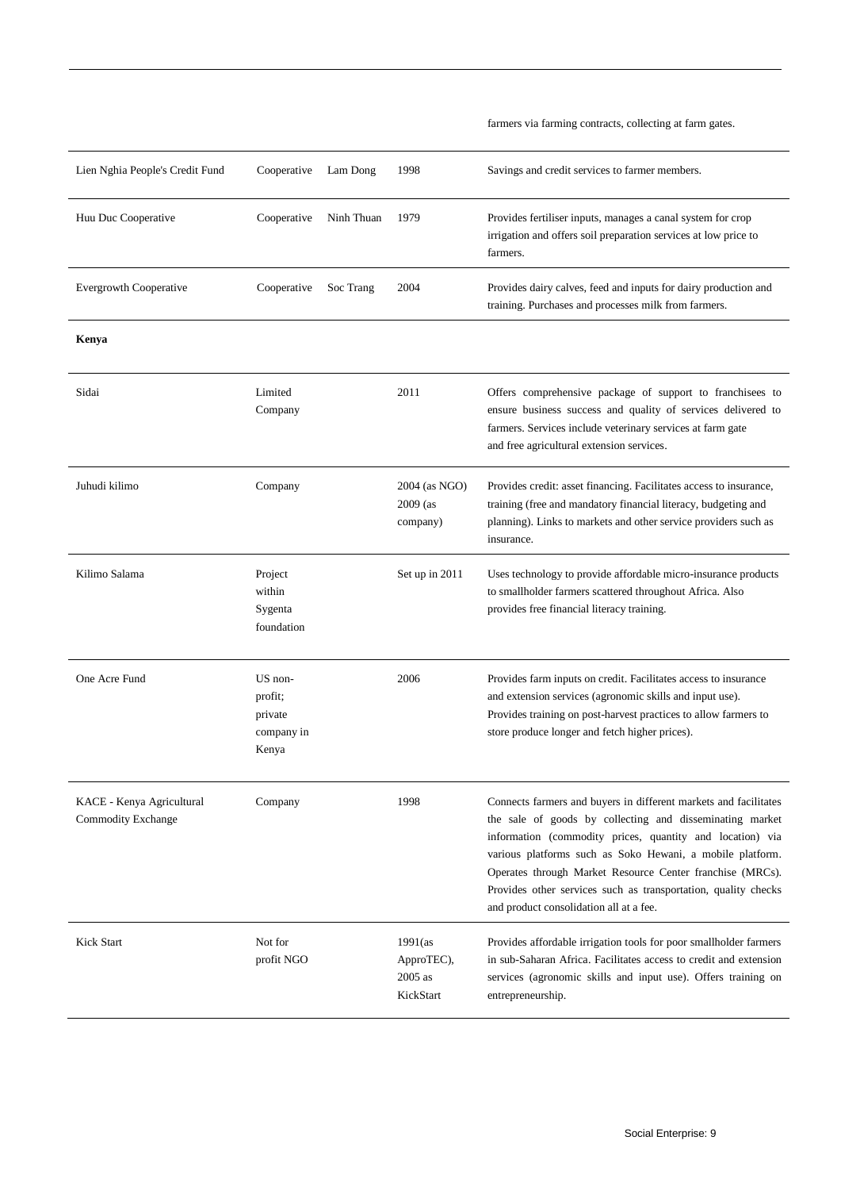| | | | | |
|---|---|---|---|---|
| | | | | farmers via farming contracts, collecting at farm gates. |
| Lien Nghia People's Credit Fund | Cooperative | Lam Dong | 1998 | Savings and credit services to farmer members. |
| Huu Duc Cooperative | Cooperative | Ninh Thuan | 1979 | Provides fertiliser inputs, manages a canal system for crop irrigation and offers soil preparation services at low price to farmers. |
| Evergrowth Cooperative | Cooperative | Soc Trang | 2004 | Provides dairy calves, feed and inputs for dairy production and training. Purchases and processes milk from farmers. |
| **Kenya** | | | | |
| Sidai | Limited Company | | 2011 | Offers comprehensive package of support to franchisees to ensure business success and quality of services delivered to farmers. Services include veterinary services at farm gate and free agricultural extension services. |
| Juhudi kilimo | Company | | 2004 (as NGO) 2009 (as company) | Provides credit: asset financing. Facilitates access to insurance, training (free and mandatory financial literacy, budgeting and planning). Links to markets and other service providers such as insurance. |
| Kilimo Salama | Project within Sygenta foundation | | Set up in 2011 | Uses technology to provide affordable micro-insurance products to smallholder farmers scattered throughout Africa. Also provides free financial literacy training. |
| One Acre Fund | US non-profit; private company in Kenya | | 2006 | Provides farm inputs on credit. Facilitates access to insurance and extension services (agronomic skills and input use). Provides training on post-harvest practices to allow farmers to store produce longer and fetch higher prices). |
| KACE - Kenya Agricultural Commodity Exchange | Company | | 1998 | Connects farmers and buyers in different markets and facilitates the sale of goods by collecting and disseminating market information (commodity prices, quantity and location) via various platforms such as Soko Hewani, a mobile platform. Operates through Market Resource Center franchise (MRCs). Provides other services such as transportation, quality checks and product consolidation all at a fee. |
| Kick Start | Not for profit NGO | | 1991(as ApproTEC), 2005 as KickStart | Provides affordable irrigation tools for poor smallholder farmers in sub-Saharan Africa. Facilitates access to credit and extension services (agronomic skills and input use). Offers training on entrepreneurship. |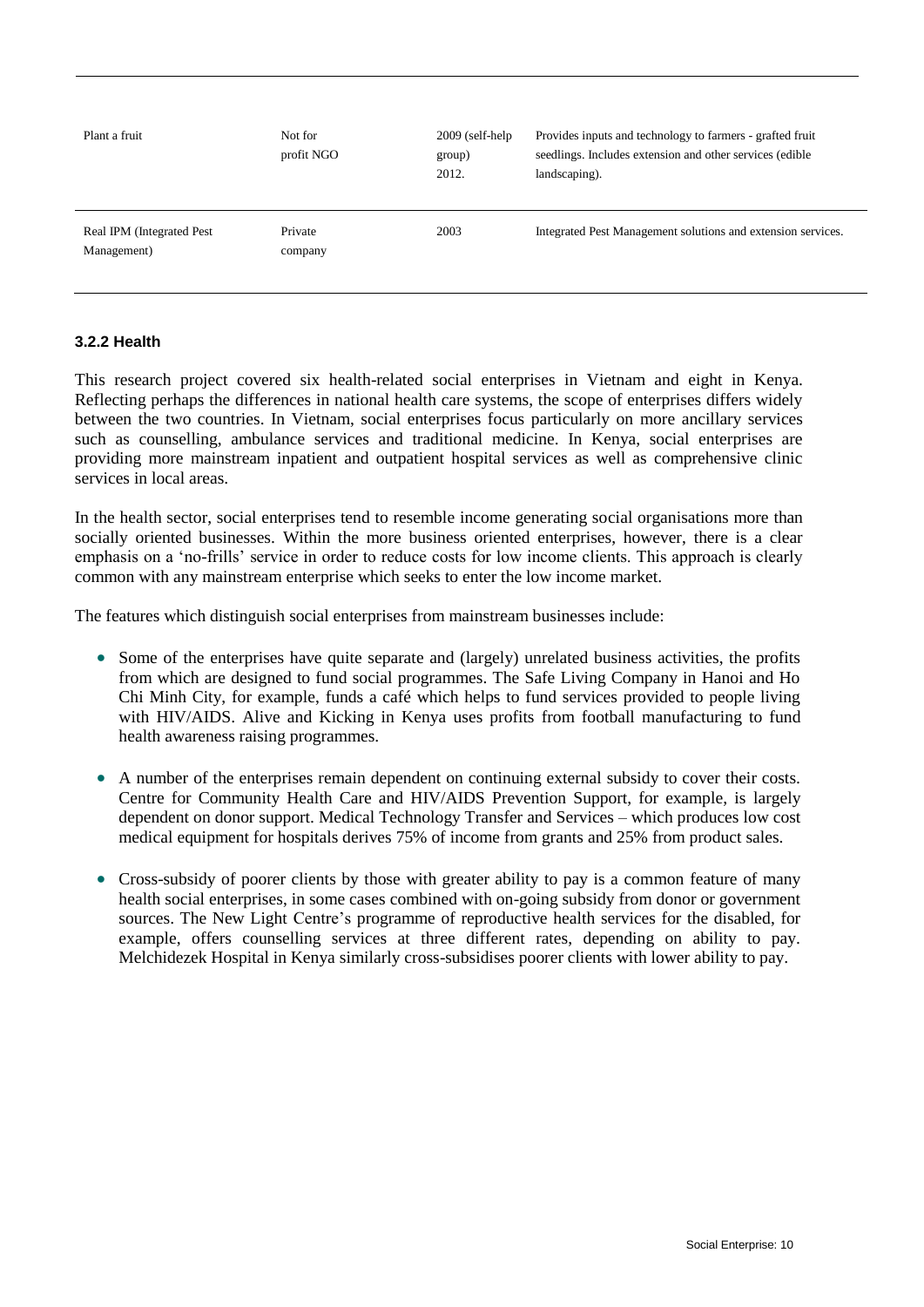| | | | |
|---|---|---|---|
| Plant a fruit | Not for profit NGO | 2009 (self-help group) 2012. | Provides inputs and technology to farmers - grafted fruit seedlings. Includes extension and other services (edible landscaping). |
| Real IPM (Integrated Pest Management) | Private company | 2003 | Integrated Pest Management solutions and extension services. |

### 3.2.2 Health

This research project covered six health-related social enterprises in Vietnam and eight in Kenya. Reflecting perhaps the differences in national health care systems, the scope of enterprises differs widely between the two countries. In Vietnam, social enterprises focus particularly on more ancillary services such as counselling, ambulance services and traditional medicine. In Kenya, social enterprises are providing more mainstream inpatient and outpatient hospital services as well as comprehensive clinic services in local areas.

In the health sector, social enterprises tend to resemble income generating social organisations more than socially oriented businesses. Within the more business oriented enterprises, however, there is a clear emphasis on a 'no-frills' service in order to reduce costs for low income clients. This approach is clearly common with any mainstream enterprise which seeks to enter the low income market.

The features which distinguish social enterprises from mainstream businesses include:

- Some of the enterprises have quite separate and (largely) unrelated business activities, the profits from which are designed to fund social programmes. The Safe Living Company in Hanoi and Ho Chi Minh City, for example, funds a café which helps to fund services provided to people living with HIV/AIDS. Alive and Kicking in Kenya uses profits from football manufacturing to fund health awareness raising programmes.

- A number of the enterprises remain dependent on continuing external subsidy to cover their costs. Centre for Community Health Care and HIV/AIDS Prevention Support, for example, is largely dependent on donor support. Medical Technology Transfer and Services – which produces low cost medical equipment for hospitals derives 75% of income from grants and 25% from product sales.

- Cross-subsidy of poorer clients by those with greater ability to pay is a common feature of many health social enterprises, in some cases combined with on-going subsidy from donor or government sources. The New Light Centre's programme of reproductive health services for the disabled, for example, offers counselling services at three different rates, depending on ability to pay. Melchidezek Hospital in Kenya similarly cross-subsidises poorer clients with lower ability to pay.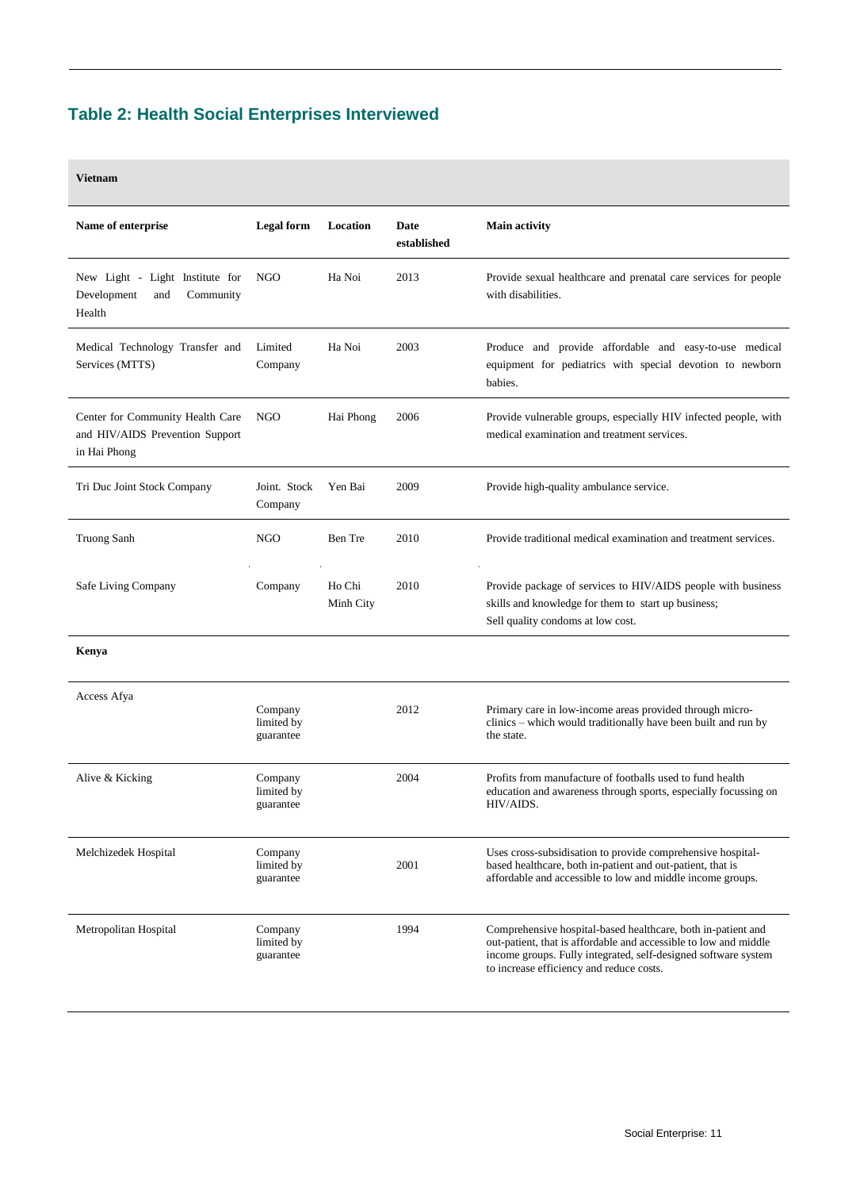## Table 2: Health Social Enterprises Interviewed

| Name of enterprise | Legal form | Location | Date established | Main activity |
|---|---|---|---|---|
| **Vietnam** | | | | |
| New Light - Light Institute for Development and Community Health | NGO | Ha Noi | 2013 | Provide sexual healthcare and prenatal care services for people with disabilities. |
| Medical Technology Transfer and Services (MTTS) | Limited Company | Ha Noi | 2003 | Produce and provide affordable and easy-to-use medical equipment for pediatrics with special devotion to newborn babies. |
| Center for Community Health Care and HIV/AIDS Prevention Support in Hai Phong | NGO | Hai Phong | 2006 | Provide vulnerable groups, especially HIV infected people, with medical examination and treatment services. |
| Tri Duc Joint Stock Company | Joint. Stock Company | Yen Bai | 2009 | Provide high-quality ambulance service. |
| Truong Sanh | NGO | Ben Tre | 2010 | Provide traditional medical examination and treatment services. |
| Safe Living Company | Company | Ho Chi Minh City | 2010 | Provide package of services to HIV/AIDS people with business skills and knowledge for them to start up business; Sell quality condoms at low cost. |
| **Kenya** | | | | |
| Access Afya | Company limited by guarantee | | 2012 | Primary care in low-income areas provided through micro-clinics – which would traditionally have been built and run by the state. |
| Alive & Kicking | Company limited by guarantee | | 2004 | Profits from manufacture of footballs used to fund health education and awareness through sports, especially focussing on HIV/AIDS. |
| Melchizedek Hospital | Company limited by guarantee | | 2001 | Uses cross-subsidisation to provide comprehensive hospital-based healthcare, both in-patient and out-patient, that is affordable and accessible to low and middle income groups. |
| Metropolitan Hospital | Company limited by guarantee | | 1994 | Comprehensive hospital-based healthcare, both in-patient and out-patient, that is affordable and accessible to low and middle income groups. Fully integrated, self-designed software system to increase efficiency and reduce costs. |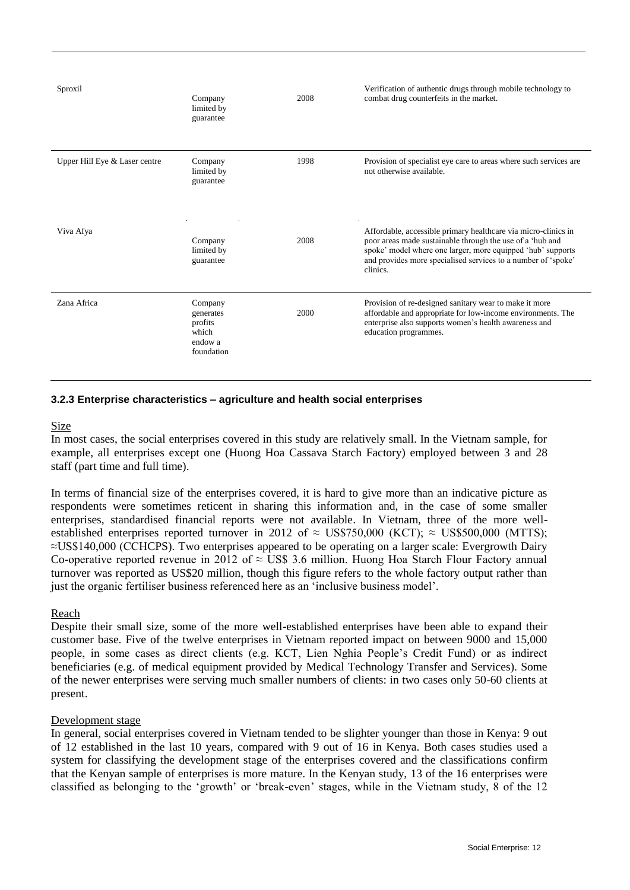| | | | |
|---|---|---|---|
| Sproxil | Company limited by guarantee | 2008 | Verification of authentic drugs through mobile technology to combat drug counterfeits in the market. |
| Upper Hill Eye & Laser centre | Company limited by guarantee | 1998 | Provision of specialist eye care to areas where such services are not otherwise available. |
| Viva Afya | Company limited by guarantee | 2008 | Affordable, accessible primary healthcare via micro-clinics in poor areas made sustainable through the use of a 'hub and spoke' model where one larger, more equipped 'hub' supports and provides more specialised services to a number of 'spoke' clinics. |
| Zana Africa | Company generates profits which endow a foundation | 2000 | Provision of re-designed sanitary wear to make it more affordable and appropriate for low-income environments. The enterprise also supports women's health awareness and education programmes. |

### 3.2.3 Enterprise characteristics – agriculture and health social enterprises

Size

In most cases, the social enterprises covered in this study are relatively small. In the Vietnam sample, for example, all enterprises except one (Huong Hoa Cassava Starch Factory) employed between 3 and 28 staff (part time and full time).

In terms of financial size of the enterprises covered, it is hard to give more than an indicative picture as respondents were sometimes reticent in sharing this information and, in the case of some smaller enterprises, standardised financial reports were not available. In Vietnam, three of the more well-established enterprises reported turnover in 2012 of ≈ US$750,000 (KCT); ≈ US$500,000 (MTTS); ≈US$140,000 (CCHCPS). Two enterprises appeared to be operating on a larger scale: Evergrowth Dairy Co-operative reported revenue in 2012 of ≈ US$ 3.6 million. Huong Hoa Starch Flour Factory annual turnover was reported as US$20 million, though this figure refers to the whole factory output rather than just the organic fertiliser business referenced here as an 'inclusive business model'.

Reach

Despite their small size, some of the more well-established enterprises have been able to expand their customer base. Five of the twelve enterprises in Vietnam reported impact on between 9000 and 15,000 people, in some cases as direct clients (e.g. KCT, Lien Nghia People's Credit Fund) or as indirect beneficiaries (e.g. of medical equipment provided by Medical Technology Transfer and Services). Some of the newer enterprises were serving much smaller numbers of clients: in two cases only 50-60 clients at present.

Development stage

In general, social enterprises covered in Vietnam tended to be slighter younger than those in Kenya: 9 out of 12 established in the last 10 years, compared with 9 out of 16 in Kenya. Both cases studies used a system for classifying the development stage of the enterprises covered and the classifications confirm that the Kenyan sample of enterprises is more mature. In the Kenyan study, 13 of the 16 enterprises were classified as belonging to the 'growth' or 'break-even' stages, while in the Vietnam study, 8 of the 12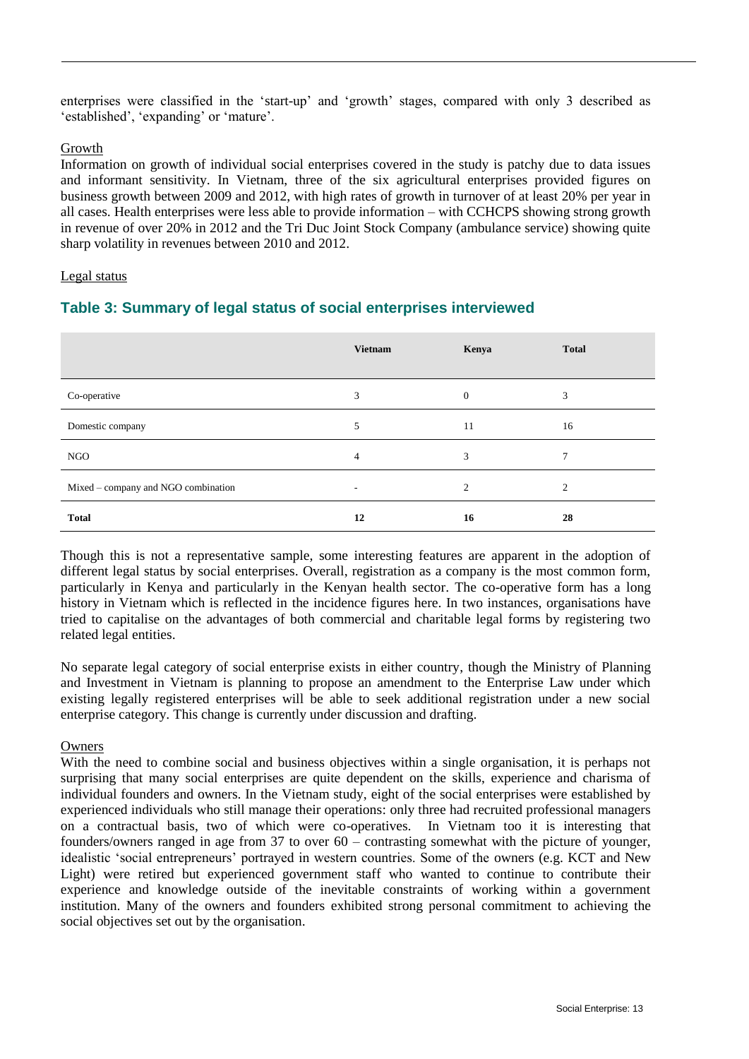enterprises were classified in the 'start-up' and 'growth' stages, compared with only 3 described as 'established', 'expanding' or 'mature'.

Growth

Information on growth of individual social enterprises covered in the study is patchy due to data issues and informant sensitivity. In Vietnam, three of the six agricultural enterprises provided figures on business growth between 2009 and 2012, with high rates of growth in turnover of at least 20% per year in all cases. Health enterprises were less able to provide information – with CCHCPS showing strong growth in revenue of over 20% in 2012 and the Tri Duc Joint Stock Company (ambulance service) showing quite sharp volatility in revenues between 2010 and 2012.

Legal status

## Table 3: Summary of legal status of social enterprises interviewed

| | Vietnam | Kenya | Total |
|---|---|---|---|
| Co-operative | 3 | 0 | 3 |
| Domestic company | 5 | 11 | 16 |
| NGO | 4 | 3 | 7 |
| Mixed – company and NGO combination | - | 2 | 2 |
| **Total** | **12** | **16** | **28** |

Though this is not a representative sample, some interesting features are apparent in the adoption of different legal status by social enterprises. Overall, registration as a company is the most common form, particularly in Kenya and particularly in the Kenyan health sector. The co-operative form has a long history in Vietnam which is reflected in the incidence figures here. In two instances, organisations have tried to capitalise on the advantages of both commercial and charitable legal forms by registering two related legal entities.

No separate legal category of social enterprise exists in either country, though the Ministry of Planning and Investment in Vietnam is planning to propose an amendment to the Enterprise Law under which existing legally registered enterprises will be able to seek additional registration under a new social enterprise category. This change is currently under discussion and drafting.

Owners

With the need to combine social and business objectives within a single organisation, it is perhaps not surprising that many social enterprises are quite dependent on the skills, experience and charisma of individual founders and owners. In the Vietnam study, eight of the social enterprises were established by experienced individuals who still manage their operations: only three had recruited professional managers on a contractual basis, two of which were co-operatives. In Vietnam too it is interesting that founders/owners ranged in age from 37 to over 60 – contrasting somewhat with the picture of younger, idealistic 'social entrepreneurs' portrayed in western countries. Some of the owners (e.g. KCT and New Light) were retired but experienced government staff who wanted to continue to contribute their experience and knowledge outside of the inevitable constraints of working within a government institution. Many of the owners and founders exhibited strong personal commitment to achieving the social objectives set out by the organisation.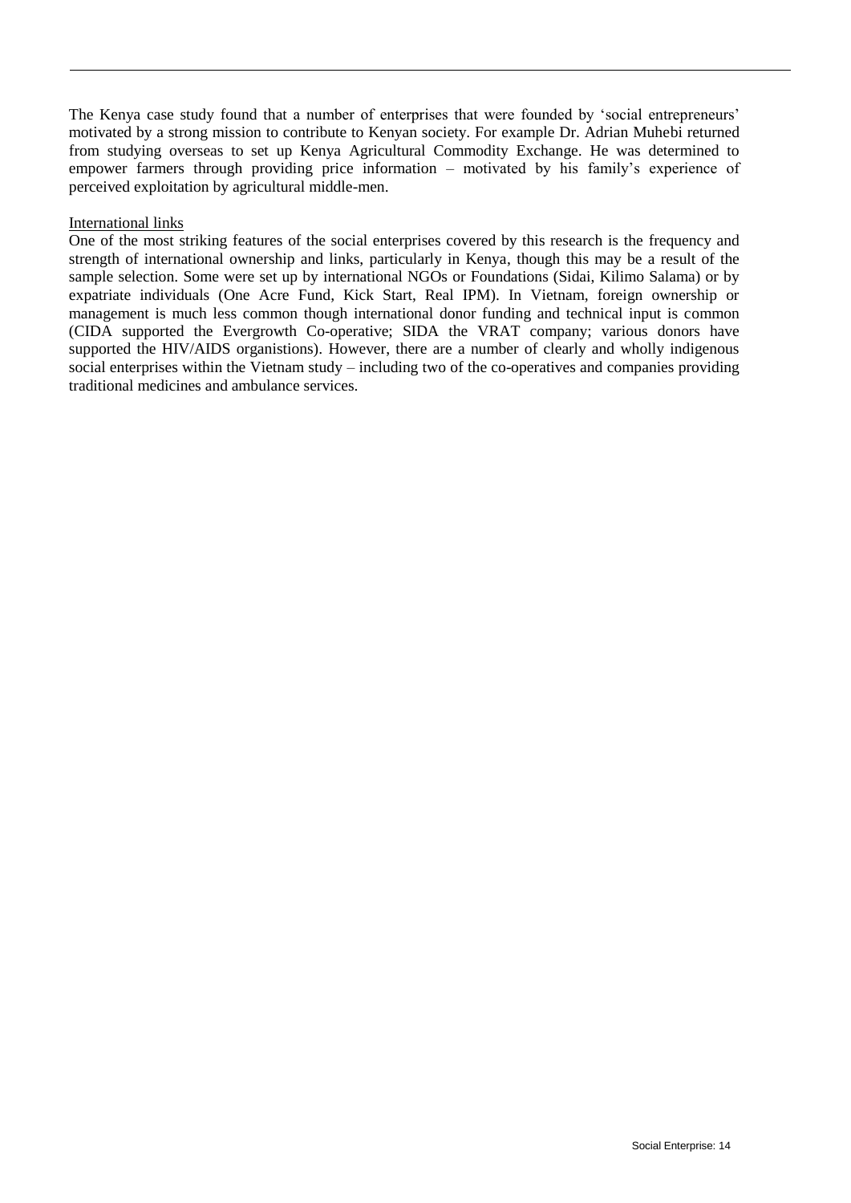The Kenya case study found that a number of enterprises that were founded by 'social entrepreneurs' motivated by a strong mission to contribute to Kenyan society. For example Dr. Adrian Muhebi returned from studying overseas to set up Kenya Agricultural Commodity Exchange. He was determined to empower farmers through providing price information – motivated by his family's experience of perceived exploitation by agricultural middle-men.

International links

One of the most striking features of the social enterprises covered by this research is the frequency and strength of international ownership and links, particularly in Kenya, though this may be a result of the sample selection. Some were set up by international NGOs or Foundations (Sidai, Kilimo Salama) or by expatriate individuals (One Acre Fund, Kick Start, Real IPM). In Vietnam, foreign ownership or management is much less common though international donor funding and technical input is common (CIDA supported the Evergrowth Co-operative; SIDA the VRAT company; various donors have supported the HIV/AIDS organistions). However, there are a number of clearly and wholly indigenous social enterprises within the Vietnam study – including two of the co-operatives and companies providing traditional medicines and ambulance services.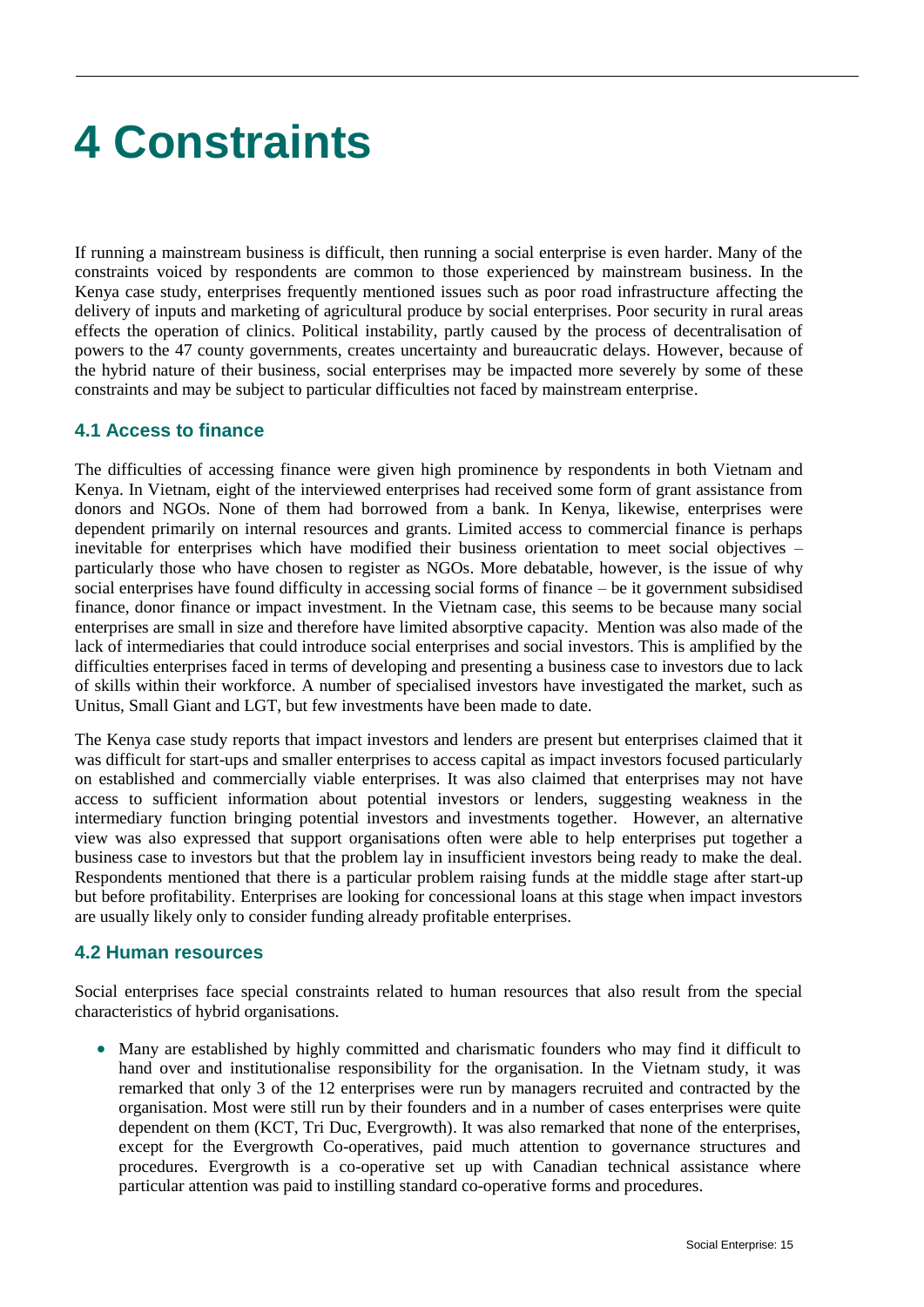# 4 Constraints

If running a mainstream business is difficult, then running a social enterprise is even harder. Many of the constraints voiced by respondents are common to those experienced by mainstream business. In the Kenya case study, enterprises frequently mentioned issues such as poor road infrastructure affecting the delivery of inputs and marketing of agricultural produce by social enterprises. Poor security in rural areas effects the operation of clinics. Political instability, partly caused by the process of decentralisation of powers to the 47 county governments, creates uncertainty and bureaucratic delays. However, because of the hybrid nature of their business, social enterprises may be impacted more severely by some of these constraints and may be subject to particular difficulties not faced by mainstream enterprise.

## 4.1 Access to finance

The difficulties of accessing finance were given high prominence by respondents in both Vietnam and Kenya. In Vietnam, eight of the interviewed enterprises had received some form of grant assistance from donors and NGOs. None of them had borrowed from a bank. In Kenya, likewise, enterprises were dependent primarily on internal resources and grants. Limited access to commercial finance is perhaps inevitable for enterprises which have modified their business orientation to meet social objectives – particularly those who have chosen to register as NGOs. More debatable, however, is the issue of why social enterprises have found difficulty in accessing social forms of finance – be it government subsidised finance, donor finance or impact investment. In the Vietnam case, this seems to be because many social enterprises are small in size and therefore have limited absorptive capacity. Mention was also made of the lack of intermediaries that could introduce social enterprises and social investors. This is amplified by the difficulties enterprises faced in terms of developing and presenting a business case to investors due to lack of skills within their workforce. A number of specialised investors have investigated the market, such as Unitus, Small Giant and LGT, but few investments have been made to date.

The Kenya case study reports that impact investors and lenders are present but enterprises claimed that it was difficult for start-ups and smaller enterprises to access capital as impact investors focused particularly on established and commercially viable enterprises. It was also claimed that enterprises may not have access to sufficient information about potential investors or lenders, suggesting weakness in the intermediary function bringing potential investors and investments together. However, an alternative view was also expressed that support organisations often were able to help enterprises put together a business case to investors but that the problem lay in insufficient investors being ready to make the deal. Respondents mentioned that there is a particular problem raising funds at the middle stage after start-up but before profitability. Enterprises are looking for concessional loans at this stage when impact investors are usually likely only to consider funding already profitable enterprises.

## 4.2 Human resources

Social enterprises face special constraints related to human resources that also result from the special characteristics of hybrid organisations.

- Many are established by highly committed and charismatic founders who may find it difficult to hand over and institutionalise responsibility for the organisation. In the Vietnam study, it was remarked that only 3 of the 12 enterprises were run by managers recruited and contracted by the organisation. Most were still run by their founders and in a number of cases enterprises were quite dependent on them (KCT, Tri Duc, Evergrowth). It was also remarked that none of the enterprises, except for the Evergrowth Co-operatives, paid much attention to governance structures and procedures. Evergrowth is a co-operative set up with Canadian technical assistance where particular attention was paid to instilling standard co-operative forms and procedures.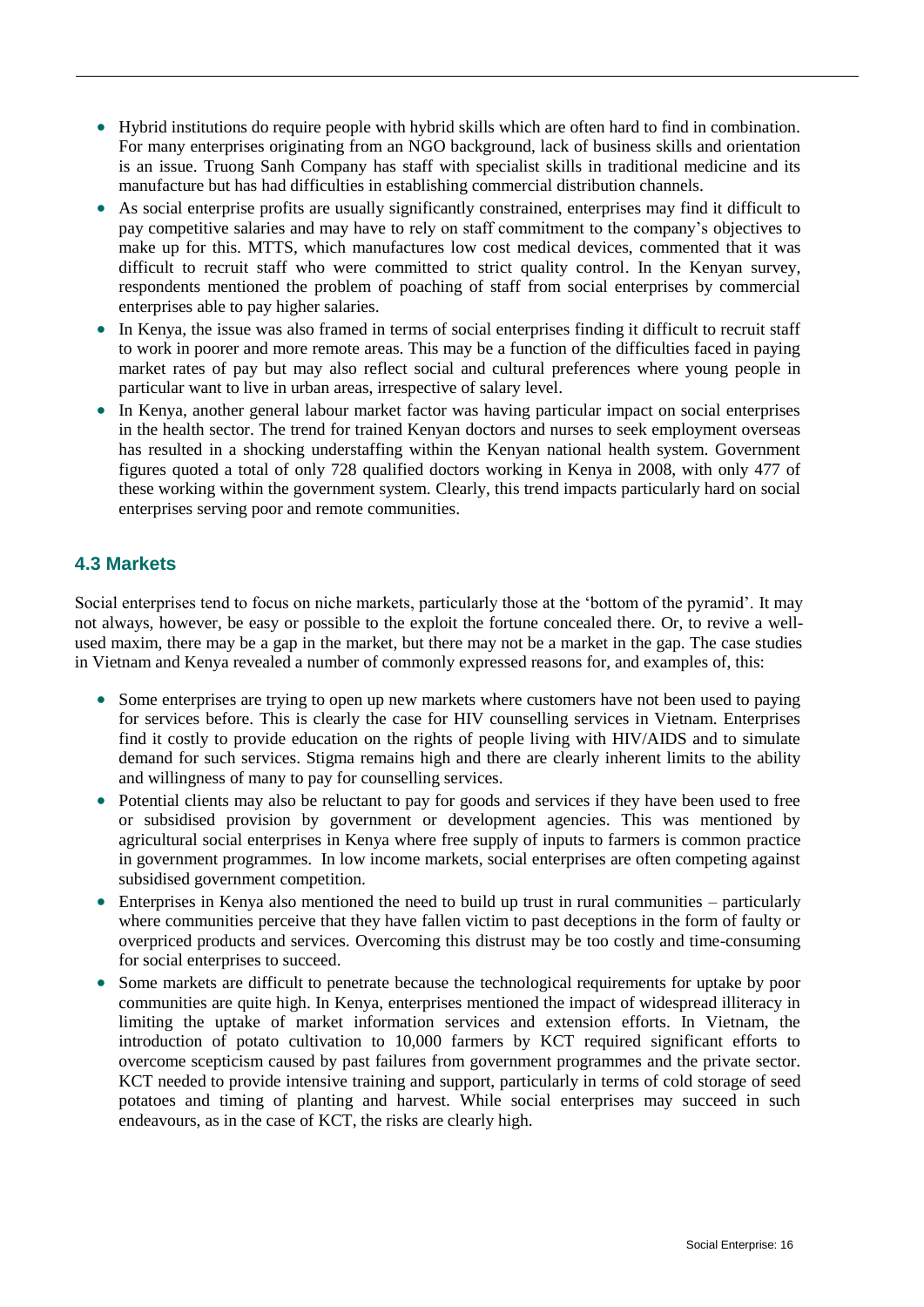- Hybrid institutions do require people with hybrid skills which are often hard to find in combination. For many enterprises originating from an NGO background, lack of business skills and orientation is an issue. Truong Sanh Company has staff with specialist skills in traditional medicine and its manufacture but has had difficulties in establishing commercial distribution channels.
- As social enterprise profits are usually significantly constrained, enterprises may find it difficult to pay competitive salaries and may have to rely on staff commitment to the company's objectives to make up for this. MTTS, which manufactures low cost medical devices, commented that it was difficult to recruit staff who were committed to strict quality control. In the Kenyan survey, respondents mentioned the problem of poaching of staff from social enterprises by commercial enterprises able to pay higher salaries.
- In Kenya, the issue was also framed in terms of social enterprises finding it difficult to recruit staff to work in poorer and more remote areas. This may be a function of the difficulties faced in paying market rates of pay but may also reflect social and cultural preferences where young people in particular want to live in urban areas, irrespective of salary level.
- In Kenya, another general labour market factor was having particular impact on social enterprises in the health sector. The trend for trained Kenyan doctors and nurses to seek employment overseas has resulted in a shocking understaffing within the Kenyan national health system. Government figures quoted a total of only 728 qualified doctors working in Kenya in 2008, with only 477 of these working within the government system. Clearly, this trend impacts particularly hard on social enterprises serving poor and remote communities.

## 4.3 Markets

Social enterprises tend to focus on niche markets, particularly those at the 'bottom of the pyramid'. It may not always, however, be easy or possible to the exploit the fortune concealed there. Or, to revive a well-used maxim, there may be a gap in the market, but there may not be a market in the gap. The case studies in Vietnam and Kenya revealed a number of commonly expressed reasons for, and examples of, this:

- Some enterprises are trying to open up new markets where customers have not been used to paying for services before. This is clearly the case for HIV counselling services in Vietnam. Enterprises find it costly to provide education on the rights of people living with HIV/AIDS and to simulate demand for such services. Stigma remains high and there are clearly inherent limits to the ability and willingness of many to pay for counselling services.
- Potential clients may also be reluctant to pay for goods and services if they have been used to free or subsidised provision by government or development agencies. This was mentioned by agricultural social enterprises in Kenya where free supply of inputs to farmers is common practice in government programmes. In low income markets, social enterprises are often competing against subsidised government competition.
- Enterprises in Kenya also mentioned the need to build up trust in rural communities – particularly where communities perceive that they have fallen victim to past deceptions in the form of faulty or overpriced products and services. Overcoming this distrust may be too costly and time-consuming for social enterprises to succeed.
- Some markets are difficult to penetrate because the technological requirements for uptake by poor communities are quite high. In Kenya, enterprises mentioned the impact of widespread illiteracy in limiting the uptake of market information services and extension efforts. In Vietnam, the introduction of potato cultivation to 10,000 farmers by KCT required significant efforts to overcome scepticism caused by past failures from government programmes and the private sector. KCT needed to provide intensive training and support, particularly in terms of cold storage of seed potatoes and timing of planting and harvest. While social enterprises may succeed in such endeavours, as in the case of KCT, the risks are clearly high.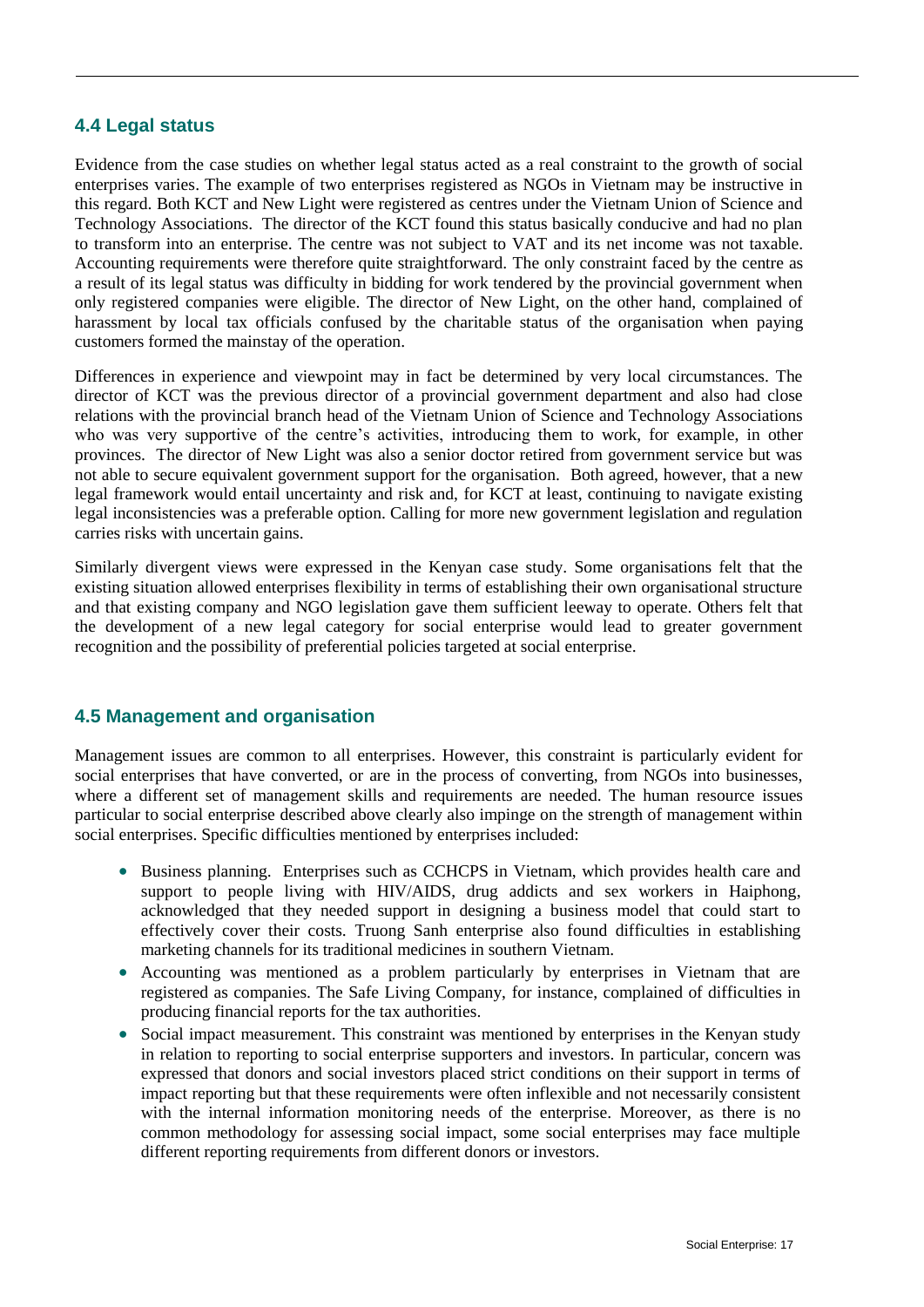## 4.4 Legal status

Evidence from the case studies on whether legal status acted as a real constraint to the growth of social enterprises varies. The example of two enterprises registered as NGOs in Vietnam may be instructive in this regard. Both KCT and New Light were registered as centres under the Vietnam Union of Science and Technology Associations. The director of the KCT found this status basically conducive and had no plan to transform into an enterprise. The centre was not subject to VAT and its net income was not taxable. Accounting requirements were therefore quite straightforward. The only constraint faced by the centre as a result of its legal status was difficulty in bidding for work tendered by the provincial government when only registered companies were eligible. The director of New Light, on the other hand, complained of harassment by local tax officials confused by the charitable status of the organisation when paying customers formed the mainstay of the operation.

Differences in experience and viewpoint may in fact be determined by very local circumstances. The director of KCT was the previous director of a provincial government department and also had close relations with the provincial branch head of the Vietnam Union of Science and Technology Associations who was very supportive of the centre's activities, introducing them to work, for example, in other provinces. The director of New Light was also a senior doctor retired from government service but was not able to secure equivalent government support for the organisation. Both agreed, however, that a new legal framework would entail uncertainty and risk and, for KCT at least, continuing to navigate existing legal inconsistencies was a preferable option. Calling for more new government legislation and regulation carries risks with uncertain gains.

Similarly divergent views were expressed in the Kenyan case study. Some organisations felt that the existing situation allowed enterprises flexibility in terms of establishing their own organisational structure and that existing company and NGO legislation gave them sufficient leeway to operate. Others felt that the development of a new legal category for social enterprise would lead to greater government recognition and the possibility of preferential policies targeted at social enterprise.

## 4.5 Management and organisation

Management issues are common to all enterprises. However, this constraint is particularly evident for social enterprises that have converted, or are in the process of converting, from NGOs into businesses, where a different set of management skills and requirements are needed. The human resource issues particular to social enterprise described above clearly also impinge on the strength of management within social enterprises. Specific difficulties mentioned by enterprises included:

- Business planning. Enterprises such as CCHCPS in Vietnam, which provides health care and support to people living with HIV/AIDS, drug addicts and sex workers in Haiphong, acknowledged that they needed support in designing a business model that could start to effectively cover their costs. Truong Sanh enterprise also found difficulties in establishing marketing channels for its traditional medicines in southern Vietnam.
- Accounting was mentioned as a problem particularly by enterprises in Vietnam that are registered as companies. The Safe Living Company, for instance, complained of difficulties in producing financial reports for the tax authorities.
- Social impact measurement. This constraint was mentioned by enterprises in the Kenyan study in relation to reporting to social enterprise supporters and investors. In particular, concern was expressed that donors and social investors placed strict conditions on their support in terms of impact reporting but that these requirements were often inflexible and not necessarily consistent with the internal information monitoring needs of the enterprise. Moreover, as there is no common methodology for assessing social impact, some social enterprises may face multiple different reporting requirements from different donors or investors.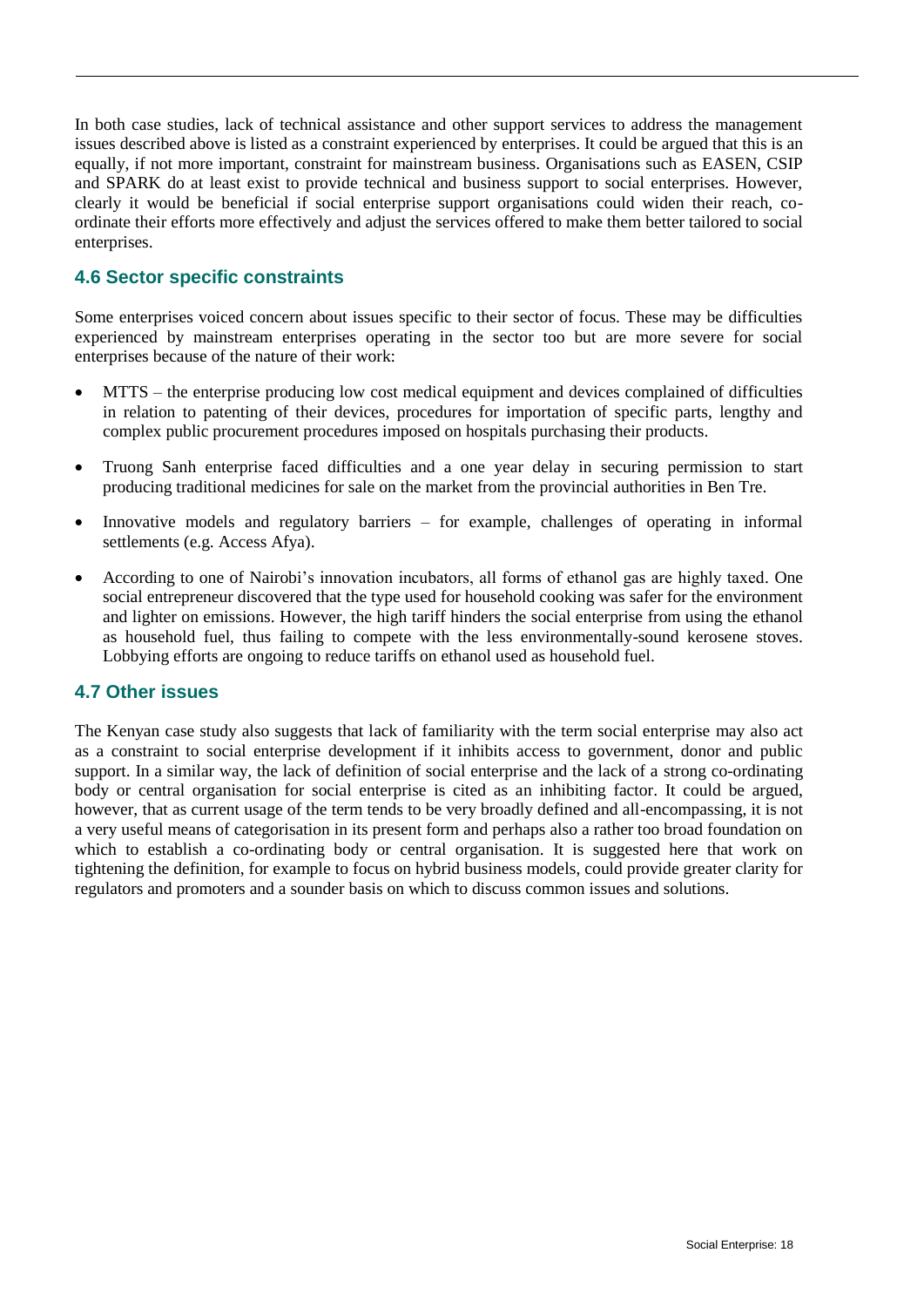In both case studies, lack of technical assistance and other support services to address the management issues described above is listed as a constraint experienced by enterprises. It could be argued that this is an equally, if not more important, constraint for mainstream business. Organisations such as EASEN, CSIP and SPARK do at least exist to provide technical and business support to social enterprises. However, clearly it would be beneficial if social enterprise support organisations could widen their reach, co-ordinate their efforts more effectively and adjust the services offered to make them better tailored to social enterprises.

## 4.6 Sector specific constraints

Some enterprises voiced concern about issues specific to their sector of focus. These may be difficulties experienced by mainstream enterprises operating in the sector too but are more severe for social enterprises because of the nature of their work:

- MTTS – the enterprise producing low cost medical equipment and devices complained of difficulties in relation to patenting of their devices, procedures for importation of specific parts, lengthy and complex public procurement procedures imposed on hospitals purchasing their products.
- Truong Sanh enterprise faced difficulties and a one year delay in securing permission to start producing traditional medicines for sale on the market from the provincial authorities in Ben Tre.
- Innovative models and regulatory barriers – for example, challenges of operating in informal settlements (e.g. Access Afya).
- According to one of Nairobi's innovation incubators, all forms of ethanol gas are highly taxed. One social entrepreneur discovered that the type used for household cooking was safer for the environment and lighter on emissions. However, the high tariff hinders the social enterprise from using the ethanol as household fuel, thus failing to compete with the less environmentally-sound kerosene stoves. Lobbying efforts are ongoing to reduce tariffs on ethanol used as household fuel.

## 4.7 Other issues

The Kenyan case study also suggests that lack of familiarity with the term social enterprise may also act as a constraint to social enterprise development if it inhibits access to government, donor and public support. In a similar way, the lack of definition of social enterprise and the lack of a strong co-ordinating body or central organisation for social enterprise is cited as an inhibiting factor. It could be argued, however, that as current usage of the term tends to be very broadly defined and all-encompassing, it is not a very useful means of categorisation in its present form and perhaps also a rather too broad foundation on which to establish a co-ordinating body or central organisation. It is suggested here that work on tightening the definition, for example to focus on hybrid business models, could provide greater clarity for regulators and promoters and a sounder basis on which to discuss common issues and solutions.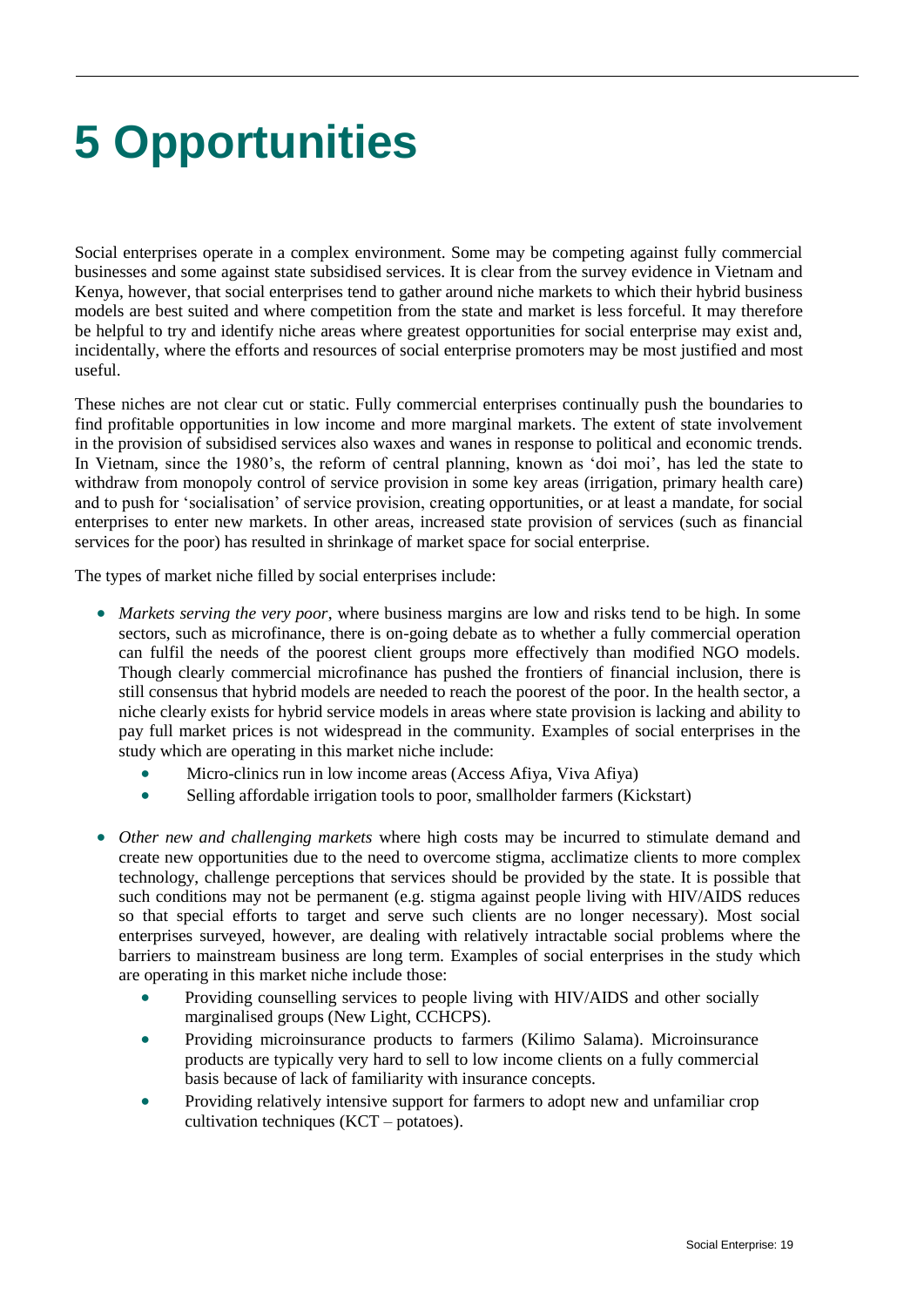# 5 Opportunities

Social enterprises operate in a complex environment. Some may be competing against fully commercial businesses and some against state subsidised services. It is clear from the survey evidence in Vietnam and Kenya, however, that social enterprises tend to gather around niche markets to which their hybrid business models are best suited and where competition from the state and market is less forceful. It may therefore be helpful to try and identify niche areas where greatest opportunities for social enterprise may exist and, incidentally, where the efforts and resources of social enterprise promoters may be most justified and most useful.

These niches are not clear cut or static. Fully commercial enterprises continually push the boundaries to find profitable opportunities in low income and more marginal markets. The extent of state involvement in the provision of subsidised services also waxes and wanes in response to political and economic trends. In Vietnam, since the 1980's, the reform of central planning, known as 'doi moi', has led the state to withdraw from monopoly control of service provision in some key areas (irrigation, primary health care) and to push for 'socialisation' of service provision, creating opportunities, or at least a mandate, for social enterprises to enter new markets. In other areas, increased state provision of services (such as financial services for the poor) has resulted in shrinkage of market space for social enterprise.

The types of market niche filled by social enterprises include:

- *Markets serving the very poor*, where business margins are low and risks tend to be high. In some sectors, such as microfinance, there is on-going debate as to whether a fully commercial operation can fulfil the needs of the poorest client groups more effectively than modified NGO models. Though clearly commercial microfinance has pushed the frontiers of financial inclusion, there is still consensus that hybrid models are needed to reach the poorest of the poor. In the health sector, a niche clearly exists for hybrid service models in areas where state provision is lacking and ability to pay full market prices is not widespread in the community. Examples of social enterprises in the study which are operating in this market niche include:
    - Micro-clinics run in low income areas (Access Afiya, Viva Afiya)
    - Selling affordable irrigation tools to poor, smallholder farmers (Kickstart)

- *Other new and challenging markets* where high costs may be incurred to stimulate demand and create new opportunities due to the need to overcome stigma, acclimatize clients to more complex technology, challenge perceptions that services should be provided by the state. It is possible that such conditions may not be permanent (e.g. stigma against people living with HIV/AIDS reduces so that special efforts to target and serve such clients are no longer necessary). Most social enterprises surveyed, however, are dealing with relatively intractable social problems where the barriers to mainstream business are long term. Examples of social enterprises in the study which are operating in this market niche include those:
    - Providing counselling services to people living with HIV/AIDS and other socially marginalised groups (New Light, CCHCPS).
    - Providing microinsurance products to farmers (Kilimo Salama). Microinsurance products are typically very hard to sell to low income clients on a fully commercial basis because of lack of familiarity with insurance concepts.
    - Providing relatively intensive support for farmers to adopt new and unfamiliar crop cultivation techniques (KCT – potatoes).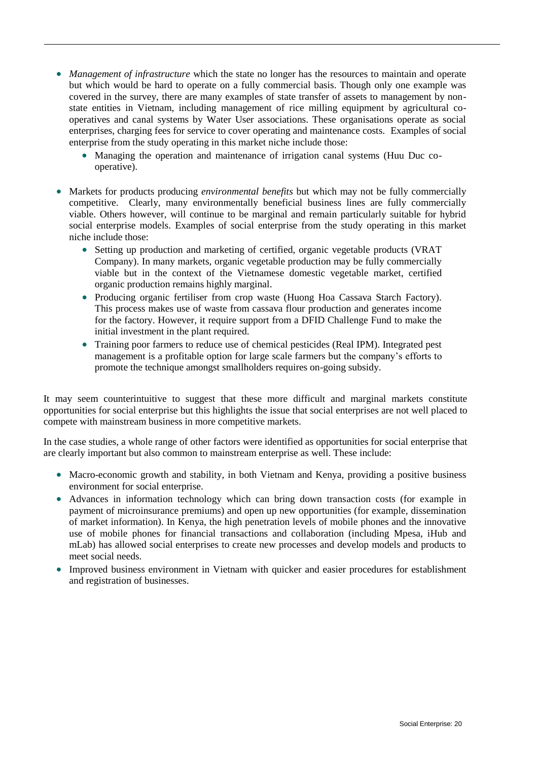- *Management of infrastructure* which the state no longer has the resources to maintain and operate but which would be hard to operate on a fully commercial basis. Though only one example was covered in the survey, there are many examples of state transfer of assets to management by non-state entities in Vietnam, including management of rice milling equipment by agricultural co-operatives and canal systems by Water User associations. These organisations operate as social enterprises, charging fees for service to cover operating and maintenance costs. Examples of social enterprise from the study operating in this market niche include those:
  - Managing the operation and maintenance of irrigation canal systems (Huu Duc co-operative).
- Markets for products producing *environmental benefits* but which may not be fully commercially competitive. Clearly, many environmentally beneficial business lines are fully commercially viable. Others however, will continue to be marginal and remain particularly suitable for hybrid social enterprise models. Examples of social enterprise from the study operating in this market niche include those:
  - Setting up production and marketing of certified, organic vegetable products (VRAT Company). In many markets, organic vegetable production may be fully commercially viable but in the context of the Vietnamese domestic vegetable market, certified organic production remains highly marginal.
  - Producing organic fertiliser from crop waste (Huong Hoa Cassava Starch Factory). This process makes use of waste from cassava flour production and generates income for the factory. However, it require support from a DFID Challenge Fund to make the initial investment in the plant required.
  - Training poor farmers to reduce use of chemical pesticides (Real IPM). Integrated pest management is a profitable option for large scale farmers but the company's efforts to promote the technique amongst smallholders requires on-going subsidy.

It may seem counterintuitive to suggest that these more difficult and marginal markets constitute opportunities for social enterprise but this highlights the issue that social enterprises are not well placed to compete with mainstream business in more competitive markets.

In the case studies, a whole range of other factors were identified as opportunities for social enterprise that are clearly important but also common to mainstream enterprise as well. These include:

- Macro-economic growth and stability, in both Vietnam and Kenya, providing a positive business environment for social enterprise.
- Advances in information technology which can bring down transaction costs (for example in payment of microinsurance premiums) and open up new opportunities (for example, dissemination of market information). In Kenya, the high penetration levels of mobile phones and the innovative use of mobile phones for financial transactions and collaboration (including Mpesa, iHub and mLab) has allowed social enterprises to create new processes and develop models and products to meet social needs.
- Improved business environment in Vietnam with quicker and easier procedures for establishment and registration of businesses.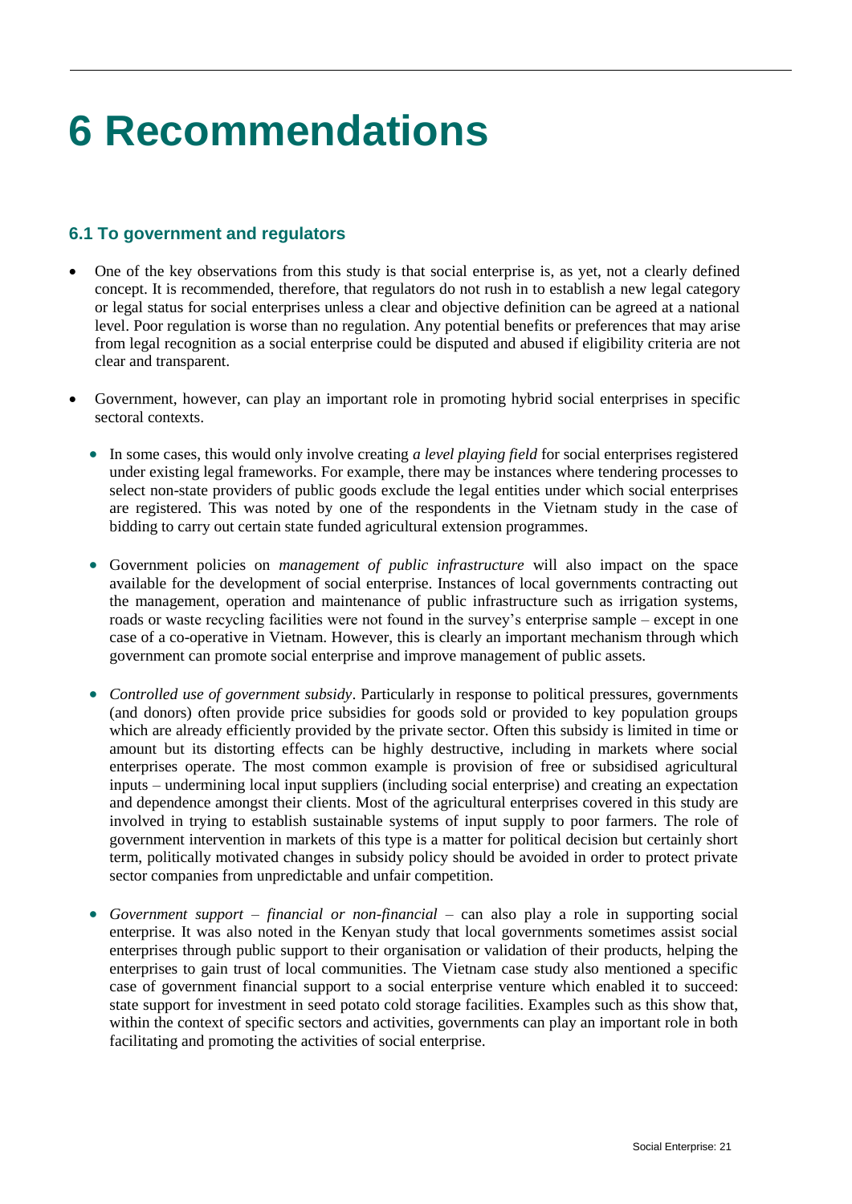# 6 Recommendations

## 6.1 To government and regulators

- One of the key observations from this study is that social enterprise is, as yet, not a clearly defined concept. It is recommended, therefore, that regulators do not rush in to establish a new legal category or legal status for social enterprises unless a clear and objective definition can be agreed at a national level. Poor regulation is worse than no regulation. Any potential benefits or preferences that may arise from legal recognition as a social enterprise could be disputed and abused if eligibility criteria are not clear and transparent.
- Government, however, can play an important role in promoting hybrid social enterprises in specific sectoral contexts.
  - In some cases, this would only involve creating *a level playing field* for social enterprises registered under existing legal frameworks. For example, there may be instances where tendering processes to select non-state providers of public goods exclude the legal entities under which social enterprises are registered. This was noted by one of the respondents in the Vietnam study in the case of bidding to carry out certain state funded agricultural extension programmes.
  - Government policies on *management of public infrastructure* will also impact on the space available for the development of social enterprise. Instances of local governments contracting out the management, operation and maintenance of public infrastructure such as irrigation systems, roads or waste recycling facilities were not found in the survey's enterprise sample – except in one case of a co-operative in Vietnam. However, this is clearly an important mechanism through which government can promote social enterprise and improve management of public assets.
  - *Controlled use of government subsidy*. Particularly in response to political pressures, governments (and donors) often provide price subsidies for goods sold or provided to key population groups which are already efficiently provided by the private sector. Often this subsidy is limited in time or amount but its distorting effects can be highly destructive, including in markets where social enterprises operate. The most common example is provision of free or subsidised agricultural inputs – undermining local input suppliers (including social enterprise) and creating an expectation and dependence amongst their clients. Most of the agricultural enterprises covered in this study are involved in trying to establish sustainable systems of input supply to poor farmers. The role of government intervention in markets of this type is a matter for political decision but certainly short term, politically motivated changes in subsidy policy should be avoided in order to protect private sector companies from unpredictable and unfair competition.
  - *Government support – financial or non-financial* – can also play a role in supporting social enterprise. It was also noted in the Kenyan study that local governments sometimes assist social enterprises through public support to their organisation or validation of their products, helping the enterprises to gain trust of local communities. The Vietnam case study also mentioned a specific case of government financial support to a social enterprise venture which enabled it to succeed: state support for investment in seed potato cold storage facilities. Examples such as this show that, within the context of specific sectors and activities, governments can play an important role in both facilitating and promoting the activities of social enterprise.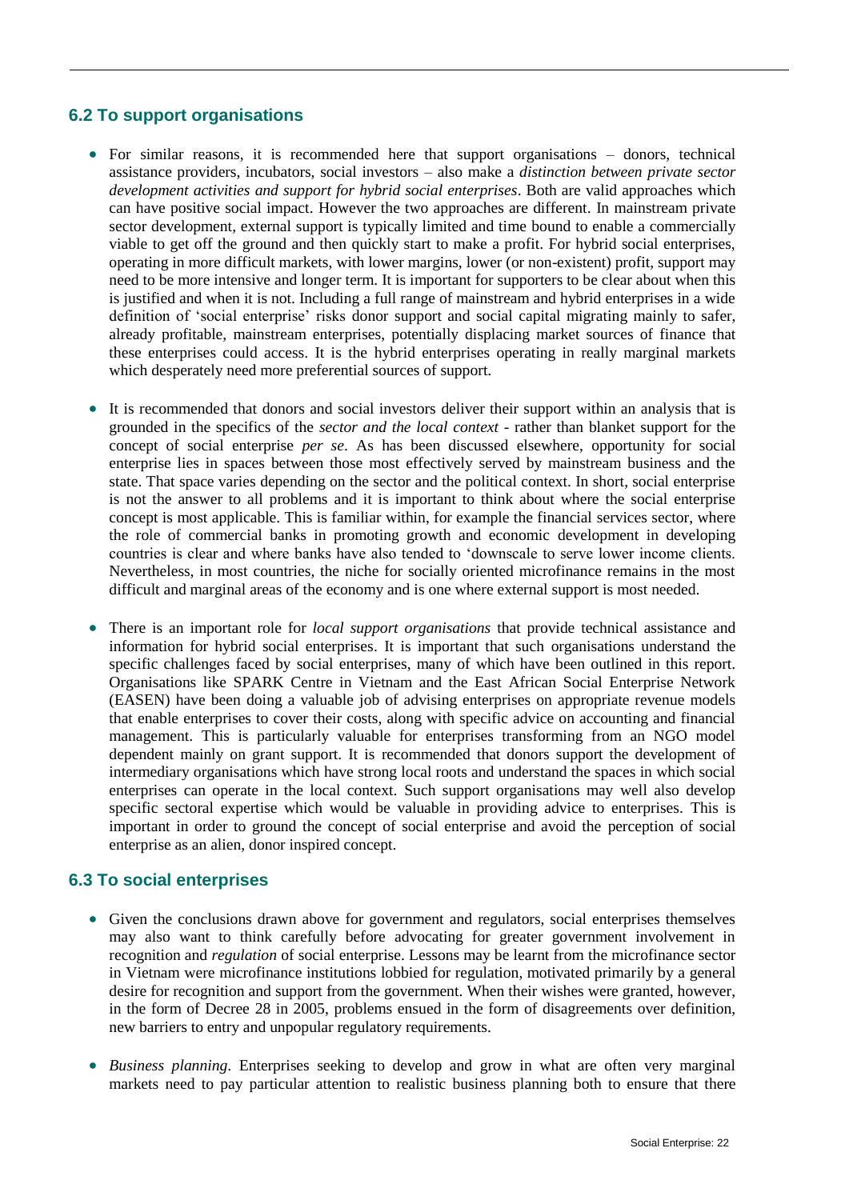## 6.2 To support organisations

- For similar reasons, it is recommended here that support organisations – donors, technical assistance providers, incubators, social investors – also make a *distinction between private sector development activities and support for hybrid social enterprises*. Both are valid approaches which can have positive social impact. However the two approaches are different. In mainstream private sector development, external support is typically limited and time bound to enable a commercially viable to get off the ground and then quickly start to make a profit. For hybrid social enterprises, operating in more difficult markets, with lower margins, lower (or non-existent) profit, support may need to be more intensive and longer term. It is important for supporters to be clear about when this is justified and when it is not. Including a full range of mainstream and hybrid enterprises in a wide definition of 'social enterprise' risks donor support and social capital migrating mainly to safer, already profitable, mainstream enterprises, potentially displacing market sources of finance that these enterprises could access. It is the hybrid enterprises operating in really marginal markets which desperately need more preferential sources of support.

- It is recommended that donors and social investors deliver their support within an analysis that is grounded in the specifics of the *sector and the local context* - rather than blanket support for the concept of social enterprise *per se*. As has been discussed elsewhere, opportunity for social enterprise lies in spaces between those most effectively served by mainstream business and the state. That space varies depending on the sector and the political context. In short, social enterprise is not the answer to all problems and it is important to think about where the social enterprise concept is most applicable. This is familiar within, for example the financial services sector, where the role of commercial banks in promoting growth and economic development in developing countries is clear and where banks have also tended to 'downscale to serve lower income clients. Nevertheless, in most countries, the niche for socially oriented microfinance remains in the most difficult and marginal areas of the economy and is one where external support is most needed.

- There is an important role for *local support organisations* that provide technical assistance and information for hybrid social enterprises. It is important that such organisations understand the specific challenges faced by social enterprises, many of which have been outlined in this report. Organisations like SPARK Centre in Vietnam and the East African Social Enterprise Network (EASEN) have been doing a valuable job of advising enterprises on appropriate revenue models that enable enterprises to cover their costs, along with specific advice on accounting and financial management. This is particularly valuable for enterprises transforming from an NGO model dependent mainly on grant support. It is recommended that donors support the development of intermediary organisations which have strong local roots and understand the spaces in which social enterprises can operate in the local context. Such support organisations may well also develop specific sectoral expertise which would be valuable in providing advice to enterprises. This is important in order to ground the concept of social enterprise and avoid the perception of social enterprise as an alien, donor inspired concept.

## 6.3 To social enterprises

- Given the conclusions drawn above for government and regulators, social enterprises themselves may also want to think carefully before advocating for greater government involvement in recognition and *regulation* of social enterprise. Lessons may be learnt from the microfinance sector in Vietnam were microfinance institutions lobbied for regulation, motivated primarily by a general desire for recognition and support from the government. When their wishes were granted, however, in the form of Decree 28 in 2005, problems ensued in the form of disagreements over definition, new barriers to entry and unpopular regulatory requirements.

- *Business planning*. Enterprises seeking to develop and grow in what are often very marginal markets need to pay particular attention to realistic business planning both to ensure that there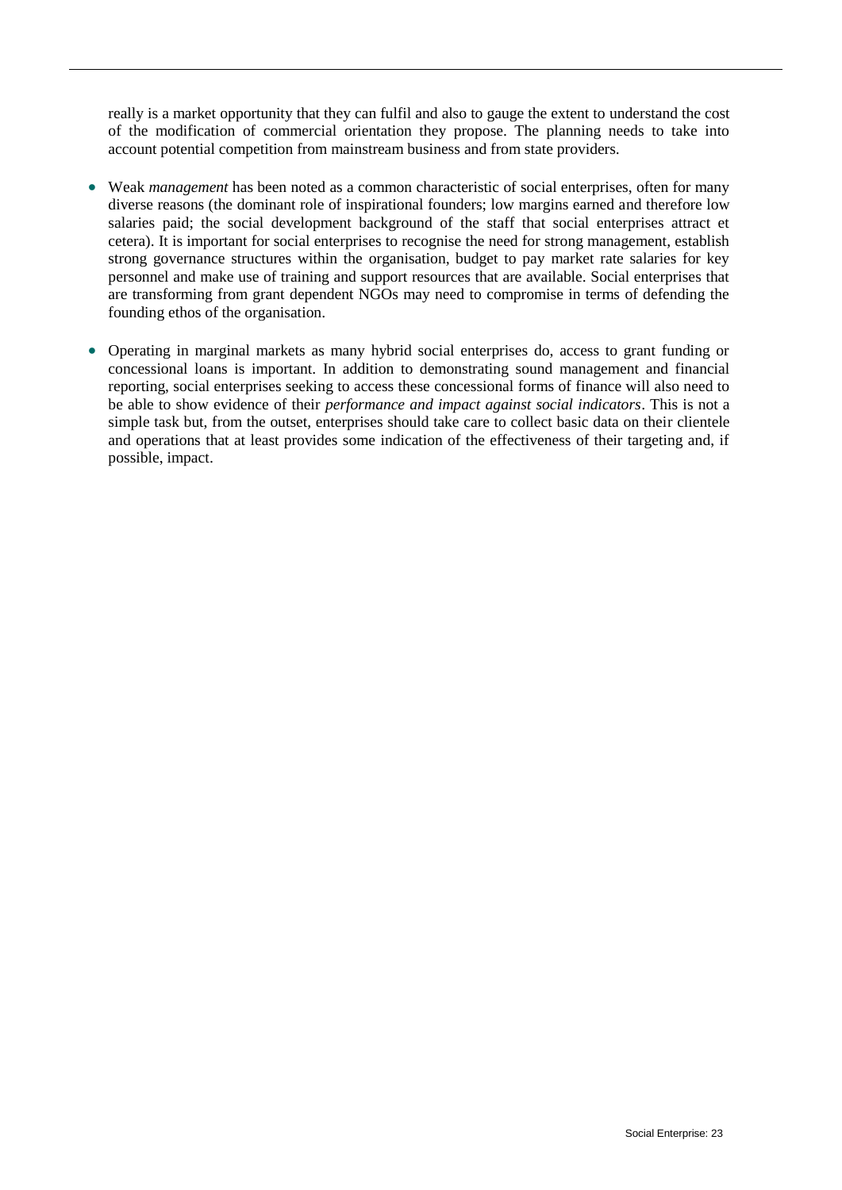really is a market opportunity that they can fulfil and also to gauge the extent to understand the cost of the modification of commercial orientation they propose. The planning needs to take into account potential competition from mainstream business and from state providers.

- Weak *management* has been noted as a common characteristic of social enterprises, often for many diverse reasons (the dominant role of inspirational founders; low margins earned and therefore low salaries paid; the social development background of the staff that social enterprises attract et cetera). It is important for social enterprises to recognise the need for strong management, establish strong governance structures within the organisation, budget to pay market rate salaries for key personnel and make use of training and support resources that are available. Social enterprises that are transforming from grant dependent NGOs may need to compromise in terms of defending the founding ethos of the organisation.

- Operating in marginal markets as many hybrid social enterprises do, access to grant funding or concessional loans is important. In addition to demonstrating sound management and financial reporting, social enterprises seeking to access these concessional forms of finance will also need to be able to show evidence of their *performance and impact against social indicators*. This is not a simple task but, from the outset, enterprises should take care to collect basic data on their clientele and operations that at least provides some indication of the effectiveness of their targeting and, if possible, impact.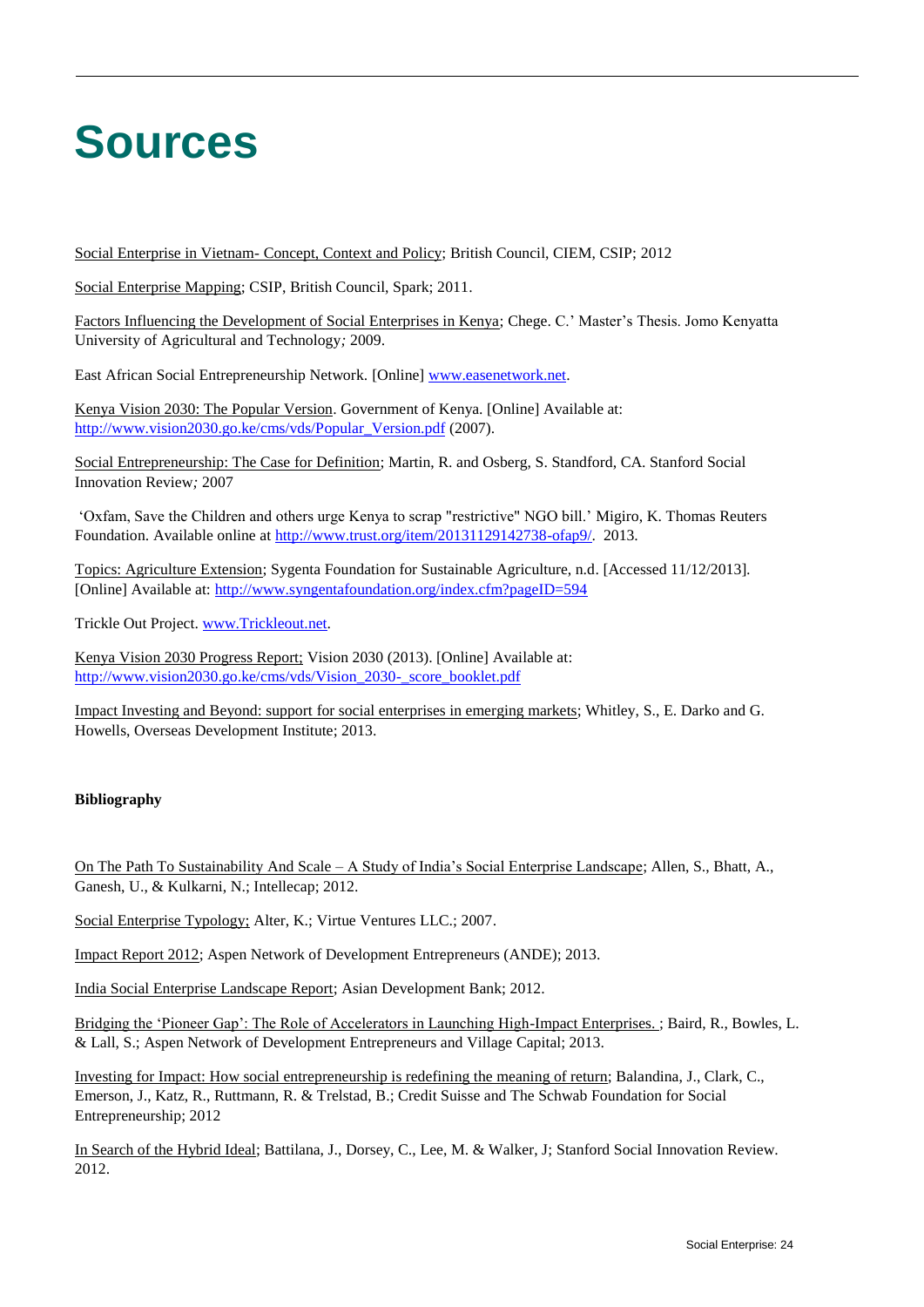# Sources

Social Enterprise in Vietnam- Concept, Context and Policy; British Council, CIEM, CSIP; 2012

Social Enterprise Mapping; CSIP, British Council, Spark; 2011.

Factors Influencing the Development of Social Enterprises in Kenya; Chege. C.' Master's Thesis. Jomo Kenyatta University of Agricultural and Technology; 2009.

East African Social Entrepreneurship Network. [Online] www.easenetwork.net.

Kenya Vision 2030: The Popular Version. Government of Kenya. [Online] Available at: http://www.vision2030.go.ke/cms/vds/Popular_Version.pdf (2007).

Social Entrepreneurship: The Case for Definition; Martin, R. and Osberg, S. Standford, CA. Stanford Social Innovation Review; 2007

'Oxfam, Save the Children and others urge Kenya to scrap "restrictive" NGO bill.' Migiro, K. Thomas Reuters Foundation. Available online at http://www.trust.org/item/20131129142738-ofap9/. 2013.

Topics: Agriculture Extension; Sygenta Foundation for Sustainable Agriculture, n.d. [Accessed 11/12/2013]. [Online] Available at: http://www.syngentafoundation.org/index.cfm?pageID=594

Trickle Out Project. www.Trickleout.net.

Kenya Vision 2030 Progress Report; Vision 2030 (2013). [Online] Available at: http://www.vision2030.go.ke/cms/vds/Vision_2030-_score_booklet.pdf

Impact Investing and Beyond: support for social enterprises in emerging markets; Whitley, S., E. Darko and G. Howells, Overseas Development Institute; 2013.

**Bibliography**

On The Path To Sustainability And Scale – A Study of India's Social Enterprise Landscape; Allen, S., Bhatt, A., Ganesh, U., & Kulkarni, N.; Intellecap; 2012.

Social Enterprise Typology; Alter, K.; Virtue Ventures LLC.; 2007.

Impact Report 2012; Aspen Network of Development Entrepreneurs (ANDE); 2013.

India Social Enterprise Landscape Report; Asian Development Bank; 2012.

Bridging the 'Pioneer Gap': The Role of Accelerators in Launching High-Impact Enterprises. ; Baird, R., Bowles, L. & Lall, S.; Aspen Network of Development Entrepreneurs and Village Capital; 2013.

Investing for Impact: How social entrepreneurship is redefining the meaning of return; Balandina, J., Clark, C., Emerson, J., Katz, R., Ruttmann, R. & Trelstad, B.; Credit Suisse and The Schwab Foundation for Social Entrepreneurship; 2012

In Search of the Hybrid Ideal; Battilana, J., Dorsey, C., Lee, M. & Walker, J; Stanford Social Innovation Review. 2012.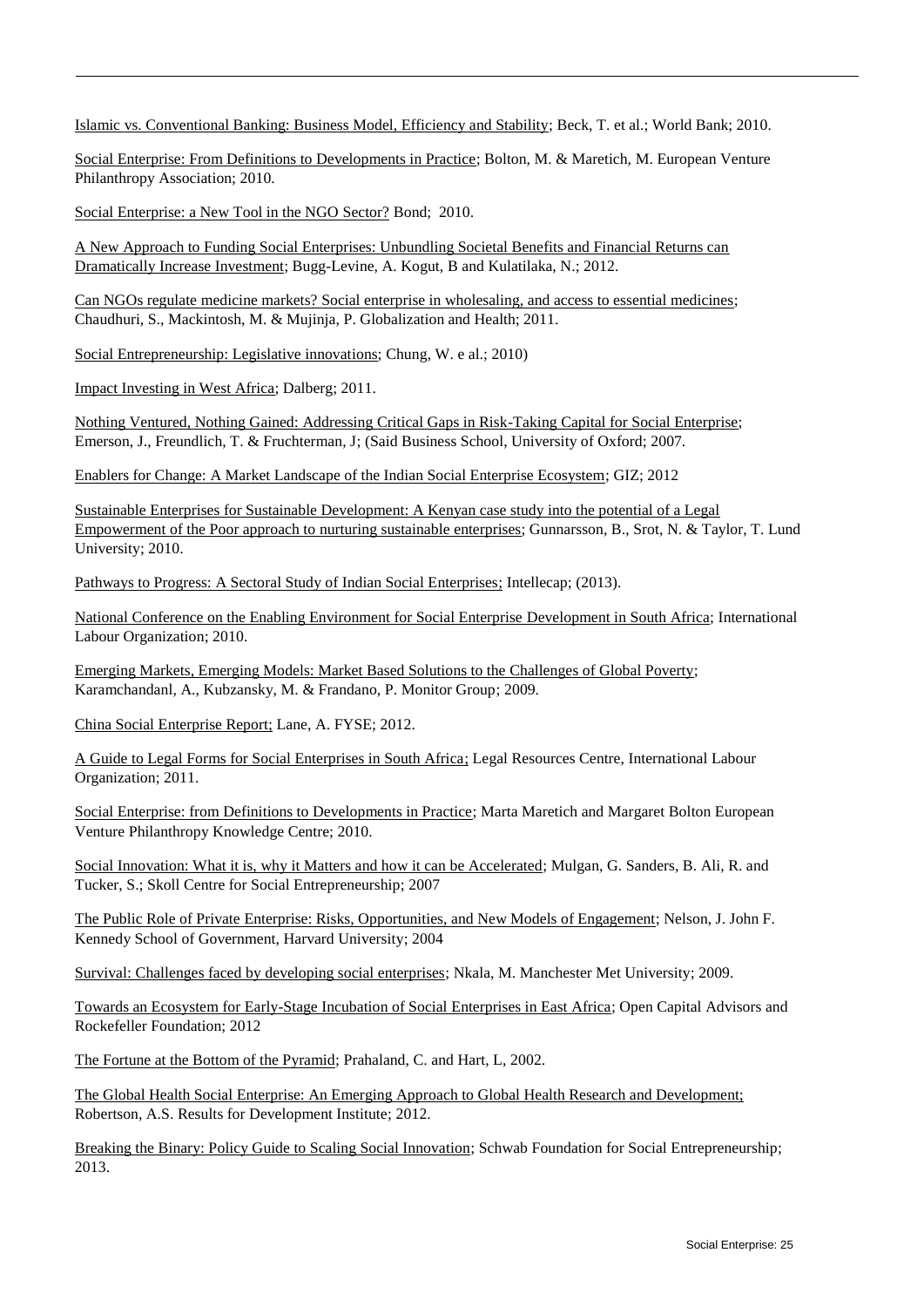Islamic vs. Conventional Banking: Business Model, Efficiency and Stability; Beck, T. et al.; World Bank; 2010.

Social Enterprise: From Definitions to Developments in Practice; Bolton, M. & Maretich, M. European Venture Philanthropy Association; 2010.

Social Enterprise: a New Tool in the NGO Sector? Bond; 2010.

A New Approach to Funding Social Enterprises: Unbundling Societal Benefits and Financial Returns can Dramatically Increase Investment; Bugg-Levine, A. Kogut, B and Kulatilaka, N.; 2012.

Can NGOs regulate medicine markets? Social enterprise in wholesaling, and access to essential medicines; Chaudhuri, S., Mackintosh, M. & Mujinja, P. Globalization and Health; 2011.

Social Entrepreneurship: Legislative innovations; Chung, W. e al.; 2010)

Impact Investing in West Africa; Dalberg; 2011.

Nothing Ventured, Nothing Gained: Addressing Critical Gaps in Risk-Taking Capital for Social Enterprise; Emerson, J., Freundlich, T. & Fruchterman, J; (Said Business School, University of Oxford; 2007.

Enablers for Change: A Market Landscape of the Indian Social Enterprise Ecosystem; GIZ; 2012

Sustainable Enterprises for Sustainable Development: A Kenyan case study into the potential of a Legal Empowerment of the Poor approach to nurturing sustainable enterprises; Gunnarsson, B., Srot, N. & Taylor, T. Lund University; 2010.

Pathways to Progress: A Sectoral Study of Indian Social Enterprises; Intellecap; (2013).

National Conference on the Enabling Environment for Social Enterprise Development in South Africa; International Labour Organization; 2010.

Emerging Markets, Emerging Models: Market Based Solutions to the Challenges of Global Poverty; Karamchandanl, A., Kubzansky, M. & Frandano, P. Monitor Group; 2009.

China Social Enterprise Report; Lane, A. FYSE; 2012.

A Guide to Legal Forms for Social Enterprises in South Africa; Legal Resources Centre, International Labour Organization; 2011.

Social Enterprise: from Definitions to Developments in Practice; Marta Maretich and Margaret Bolton European Venture Philanthropy Knowledge Centre; 2010.

Social Innovation: What it is, why it Matters and how it can be Accelerated; Mulgan, G. Sanders, B. Ali, R. and Tucker, S.; Skoll Centre for Social Entrepreneurship; 2007

The Public Role of Private Enterprise: Risks, Opportunities, and New Models of Engagement; Nelson, J. John F. Kennedy School of Government, Harvard University; 2004

Survival: Challenges faced by developing social enterprises; Nkala, M. Manchester Met University; 2009.

Towards an Ecosystem for Early-Stage Incubation of Social Enterprises in East Africa; Open Capital Advisors and Rockefeller Foundation; 2012

The Fortune at the Bottom of the Pyramid; Prahaland, C. and Hart, L, 2002.

The Global Health Social Enterprise: An Emerging Approach to Global Health Research and Development; Robertson, A.S. Results for Development Institute; 2012.

Breaking the Binary: Policy Guide to Scaling Social Innovation; Schwab Foundation for Social Entrepreneurship; 2013.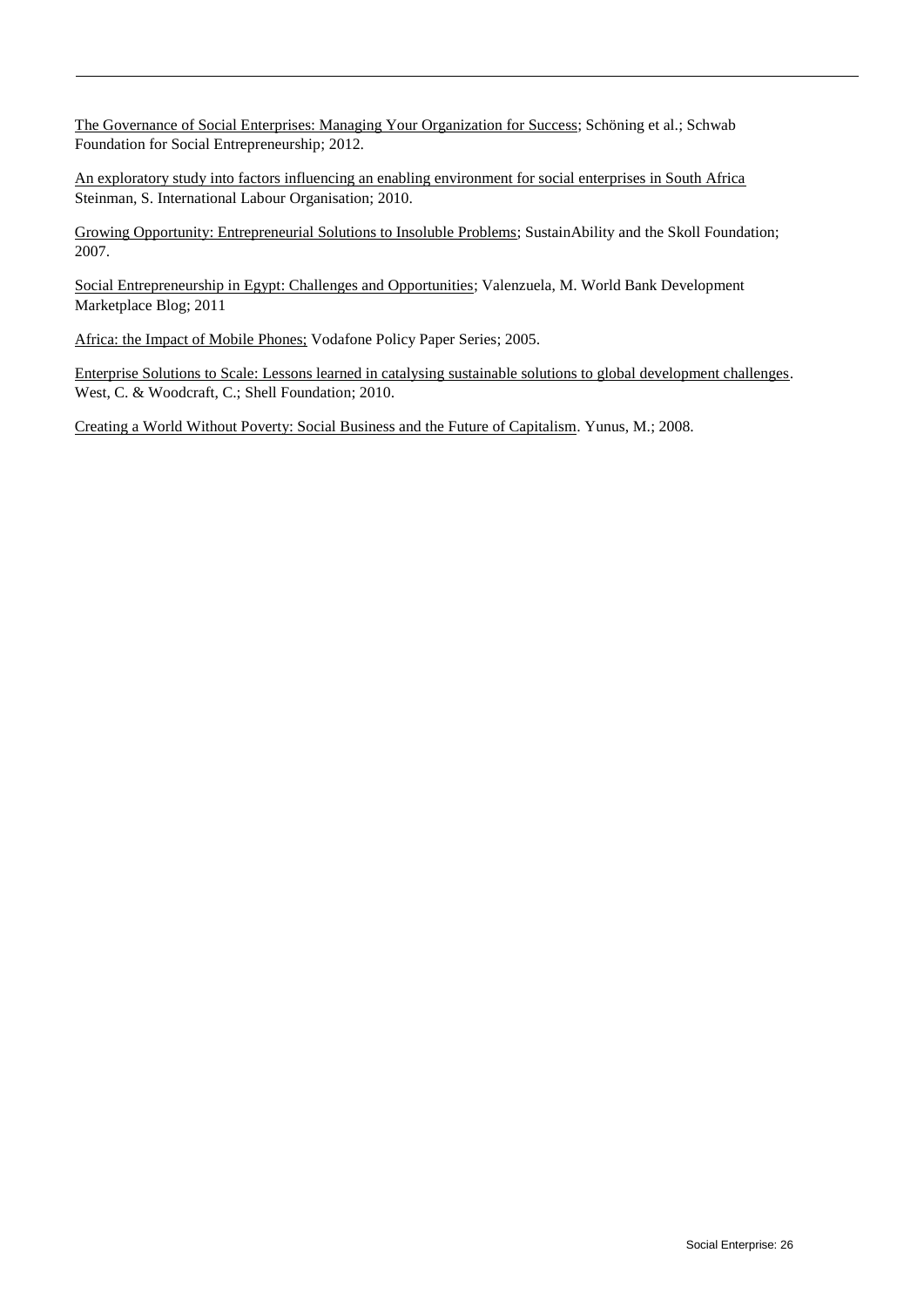The Governance of Social Enterprises: Managing Your Organization for Success; Schöning et al.; Schwab Foundation for Social Entrepreneurship; 2012.

An exploratory study into factors influencing an enabling environment for social enterprises in South Africa Steinman, S. International Labour Organisation; 2010.

Growing Opportunity: Entrepreneurial Solutions to Insoluble Problems; SustainAbility and the Skoll Foundation; 2007.

Social Entrepreneurship in Egypt: Challenges and Opportunities; Valenzuela, M. World Bank Development Marketplace Blog; 2011

Africa: the Impact of Mobile Phones; Vodafone Policy Paper Series; 2005.

Enterprise Solutions to Scale: Lessons learned in catalysing sustainable solutions to global development challenges. West, C. & Woodcraft, C.; Shell Foundation; 2010.

Creating a World Without Poverty: Social Business and the Future of Capitalism. Yunus, M.; 2008.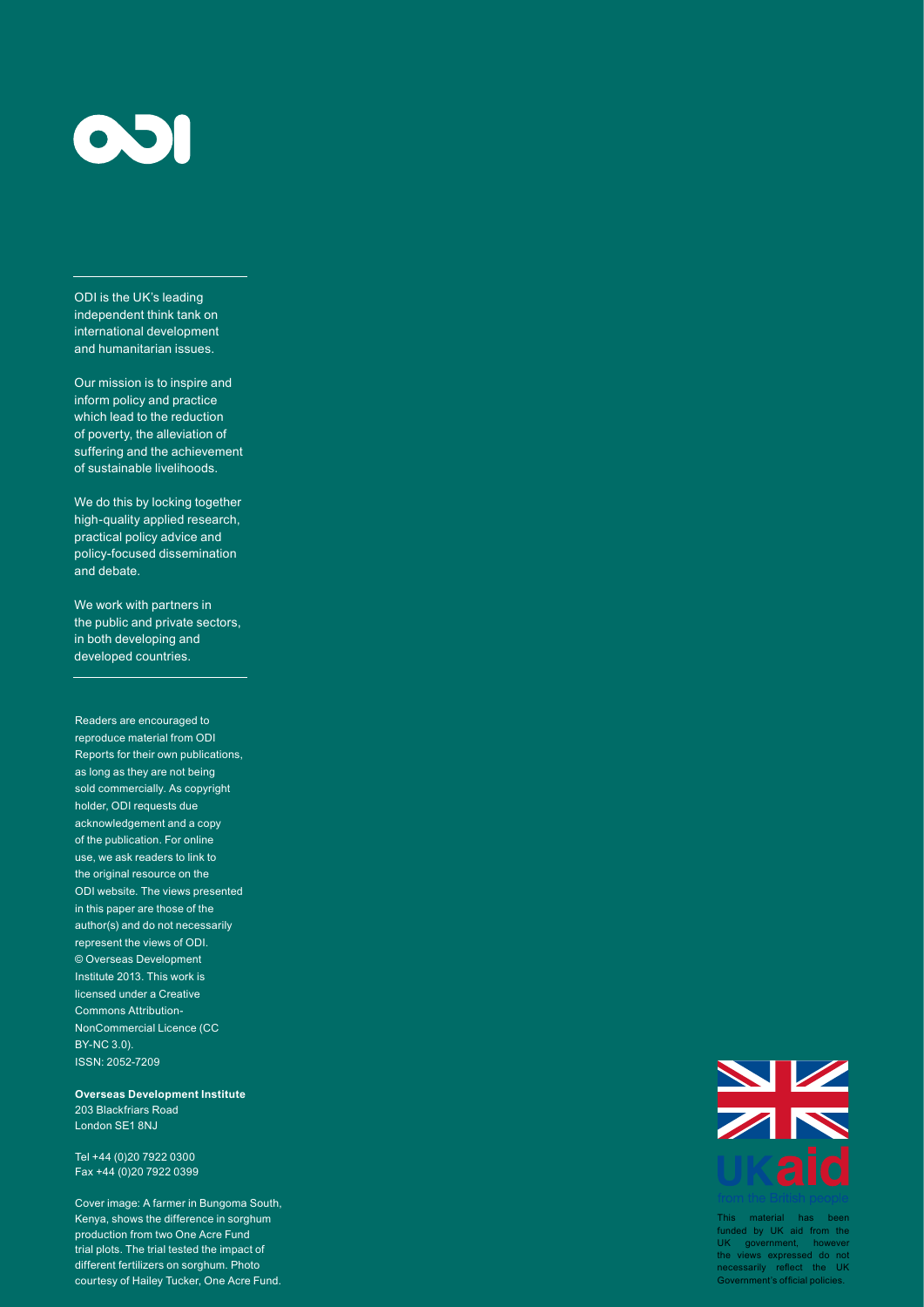ODI is the UK's leading independent think tank on international development and humanitarian issues.

Our mission is to inspire and inform policy and practice which lead to the reduction of poverty, the alleviation of suffering and the achievement of sustainable livelihoods.

We do this by locking together high-quality applied research, practical policy advice and policy-focused dissemination and debate.

We work with partners in the public and private sectors, in both developing and developed countries.

Readers are encouraged to reproduce material from ODI Reports for their own publications, as long as they are not being sold commercially. As copyright holder, ODI requests due acknowledgement and a copy of the publication. For online use, we ask readers to link to the original resource on the ODI website. The views presented in this paper are those of the author(s) and do not necessarily represent the views of ODI. © Overseas Development Institute 2013. This work is licensed under a Creative Commons Attribution-NonCommercial Licence (CC BY-NC 3.0).
ISSN: 2052-7209

**Overseas Development Institute**
203 Blackfriars Road
London SE1 8NJ

Tel +44 (0)20 7922 0300
Fax +44 (0)20 7922 0399

Cover image: A farmer in Bungoma South, Kenya, shows the difference in sorghum production from two One Acre Fund trial plots. The trial tested the impact of different fertilizers on sorghum. Photo courtesy of Hailey Tucker, One Acre Fund.

UKaid
from the British people

This material has been funded by UK aid from the UK government, however the views expressed do not necessarily reflect the UK Government's official policies.